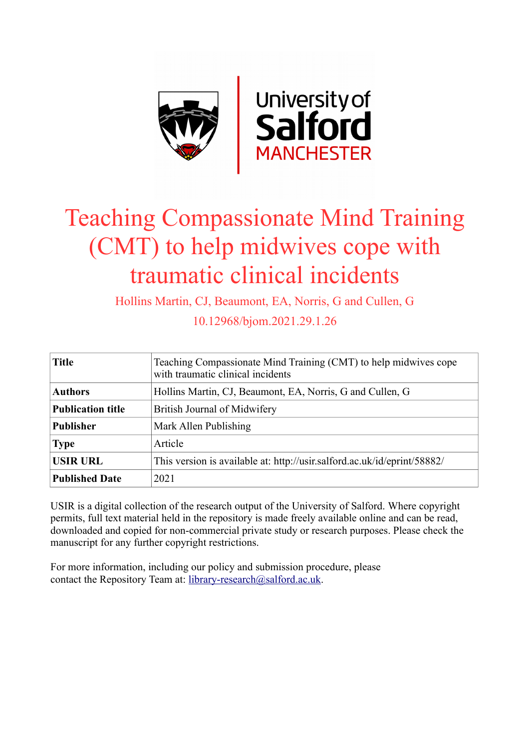# Teaching Compassionate Mind Training (CMT) to help midwives cope with traumatic clinical incidents

Hollins Martin, CJ, Beaumont, EA, Norris, G and Cullen, G

10.12968/bjom.2021.29.1.26

| **Title** | Teaching Compassionate Mind Training (CMT) to help midwives cope with traumatic clinical incidents |
|---|---|
| **Authors** | Hollins Martin, CJ, Beaumont, EA, Norris, G and Cullen, G |
| **Publication title** | British Journal of Midwifery |
| **Publisher** | Mark Allen Publishing |
| **Type** | Article |
| **USIR URL** | This version is available at: http://usir.salford.ac.uk/id/eprint/58882/ |
| **Published Date** | 2021 |

USIR is a digital collection of the research output of the University of Salford. Where copyright permits, full text material held in the repository is made freely available online and can be read, downloaded and copied for non-commercial private study or research purposes. Please check the manuscript for any further copyright restrictions.

For more information, including our policy and submission procedure, please contact the Repository Team at: library-research@salford.ac.uk.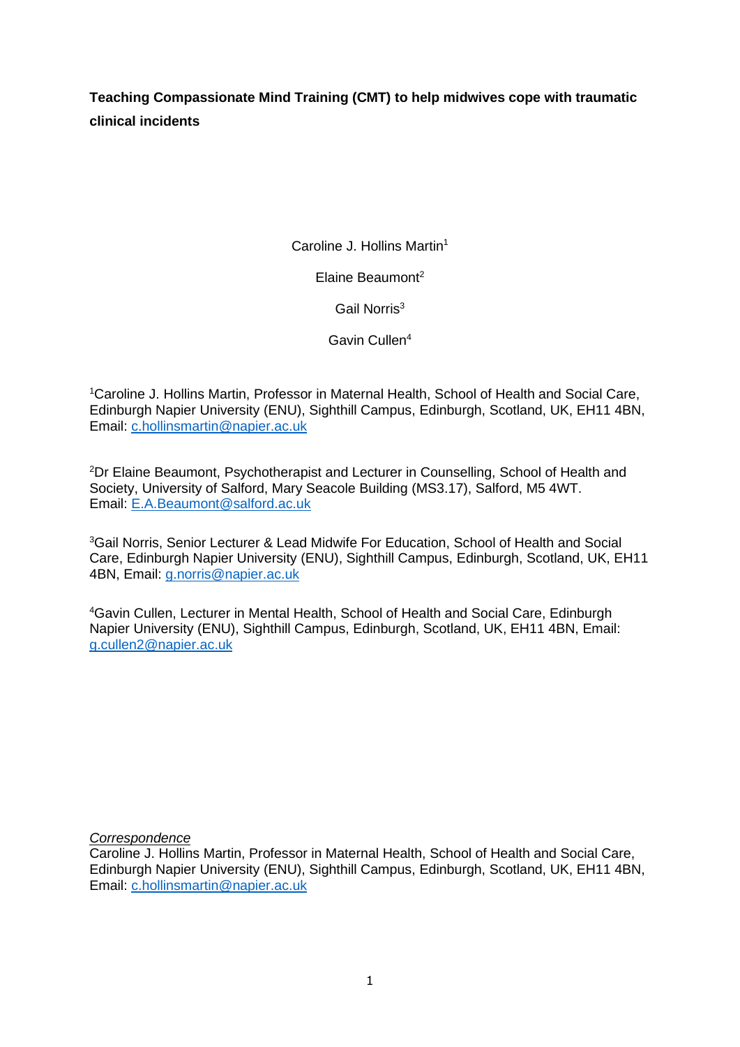**Teaching Compassionate Mind Training (CMT) to help midwives cope with traumatic clinical incidents**

Caroline J. Hollins Martin[1]

Elaine Beaumont[2]

Gail Norris[3]

Gavin Cullen[4]

[1]Caroline J. Hollins Martin, Professor in Maternal Health, School of Health and Social Care, Edinburgh Napier University (ENU), Sighthill Campus, Edinburgh, Scotland, UK, EH11 4BN, Email: c.hollinsmartin@napier.ac.uk

[2]Dr Elaine Beaumont, Psychotherapist and Lecturer in Counselling, School of Health and Society, University of Salford, Mary Seacole Building (MS3.17), Salford, M5 4WT. Email: E.A.Beaumont@salford.ac.uk

[3]Gail Norris, Senior Lecturer & Lead Midwife For Education, School of Health and Social Care, Edinburgh Napier University (ENU), Sighthill Campus, Edinburgh, Scotland, UK, EH11 4BN, Email: g.norris@napier.ac.uk

[4]Gavin Cullen, Lecturer in Mental Health, School of Health and Social Care, Edinburgh Napier University (ENU), Sighthill Campus, Edinburgh, Scotland, UK, EH11 4BN, Email: g.cullen2@napier.ac.uk

*Correspondence*
Caroline J. Hollins Martin, Professor in Maternal Health, School of Health and Social Care, Edinburgh Napier University (ENU), Sighthill Campus, Edinburgh, Scotland, UK, EH11 4BN, Email: c.hollinsmartin@napier.ac.uk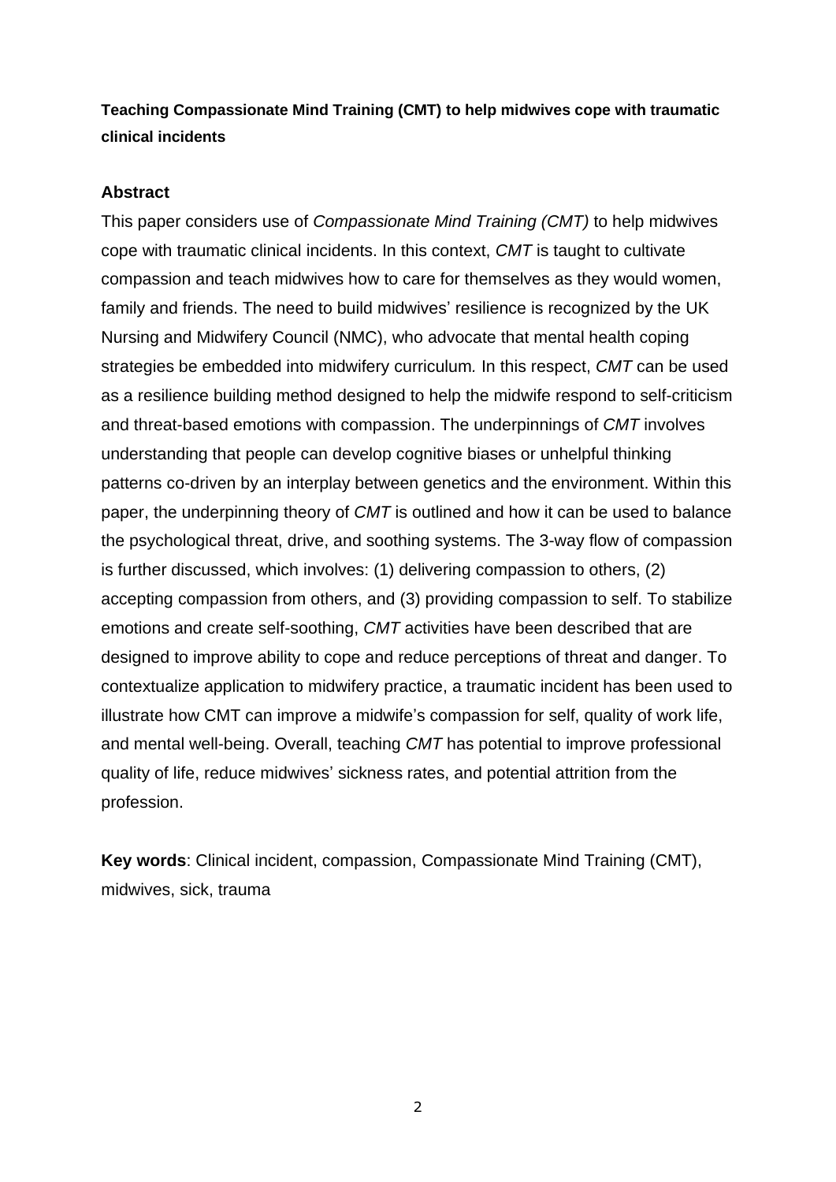**Teaching Compassionate Mind Training (CMT) to help midwives cope with traumatic clinical incidents**

## Abstract

This paper considers use of *Compassionate Mind Training (CMT)* to help midwives cope with traumatic clinical incidents. In this context, *CMT* is taught to cultivate compassion and teach midwives how to care for themselves as they would women, family and friends. The need to build midwives' resilience is recognized by the UK Nursing and Midwifery Council (NMC), who advocate that mental health coping strategies be embedded into midwifery curriculum. In this respect, *CMT* can be used as a resilience building method designed to help the midwife respond to self-criticism and threat-based emotions with compassion. The underpinnings of *CMT* involves understanding that people can develop cognitive biases or unhelpful thinking patterns co-driven by an interplay between genetics and the environment. Within this paper, the underpinning theory of *CMT* is outlined and how it can be used to balance the psychological threat, drive, and soothing systems. The 3-way flow of compassion is further discussed, which involves: (1) delivering compassion to others, (2) accepting compassion from others, and (3) providing compassion to self. To stabilize emotions and create self-soothing, *CMT* activities have been described that are designed to improve ability to cope and reduce perceptions of threat and danger. To contextualize application to midwifery practice, a traumatic incident has been used to illustrate how CMT can improve a midwife's compassion for self, quality of work life, and mental well-being. Overall, teaching *CMT* has potential to improve professional quality of life, reduce midwives' sickness rates, and potential attrition from the profession.

**Key words**: Clinical incident, compassion, Compassionate Mind Training (CMT), midwives, sick, trauma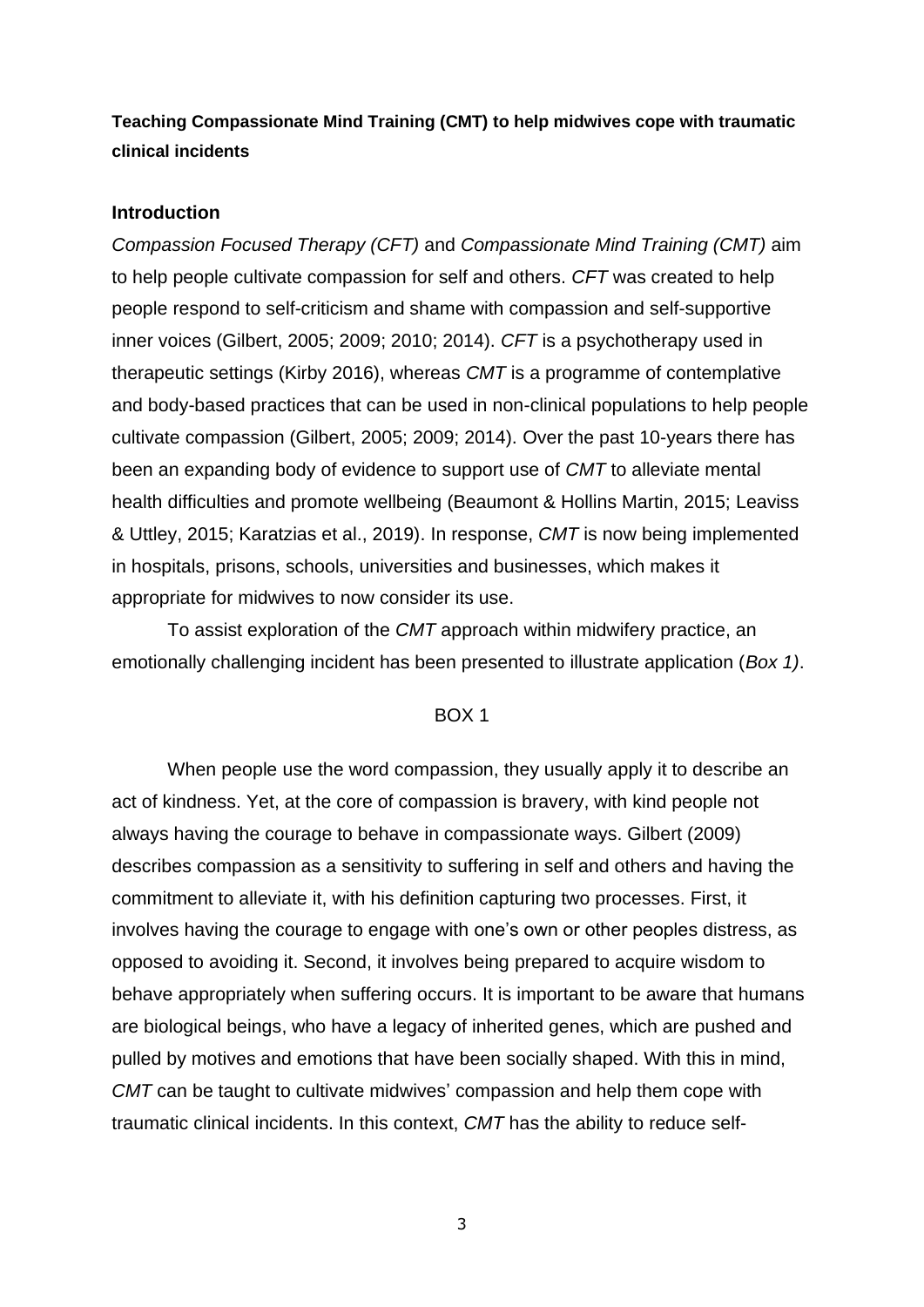**Teaching Compassionate Mind Training (CMT) to help midwives cope with traumatic clinical incidents**

## Introduction

*Compassion Focused Therapy (CFT)* and *Compassionate Mind Training (CMT)* aim to help people cultivate compassion for self and others. *CFT* was created to help people respond to self-criticism and shame with compassion and self-supportive inner voices (Gilbert, 2005; 2009; 2010; 2014). *CFT* is a psychotherapy used in therapeutic settings (Kirby 2016), whereas *CMT* is a programme of contemplative and body-based practices that can be used in non-clinical populations to help people cultivate compassion (Gilbert, 2005; 2009; 2014). Over the past 10-years there has been an expanding body of evidence to support use of *CMT* to alleviate mental health difficulties and promote wellbeing (Beaumont & Hollins Martin, 2015; Leaviss & Uttley, 2015; Karatzias et al., 2019). In response, *CMT* is now being implemented in hospitals, prisons, schools, universities and businesses, which makes it appropriate for midwives to now consider its use.

To assist exploration of the *CMT* approach within midwifery practice, an emotionally challenging incident has been presented to illustrate application (*Box 1)*.

BOX 1

When people use the word compassion, they usually apply it to describe an act of kindness. Yet, at the core of compassion is bravery, with kind people not always having the courage to behave in compassionate ways. Gilbert (2009) describes compassion as a sensitivity to suffering in self and others and having the commitment to alleviate it, with his definition capturing two processes. First, it involves having the courage to engage with one's own or other peoples distress, as opposed to avoiding it. Second, it involves being prepared to acquire wisdom to behave appropriately when suffering occurs. It is important to be aware that humans are biological beings, who have a legacy of inherited genes, which are pushed and pulled by motives and emotions that have been socially shaped. With this in mind, *CMT* can be taught to cultivate midwives' compassion and help them cope with traumatic clinical incidents. In this context, *CMT* has the ability to reduce self-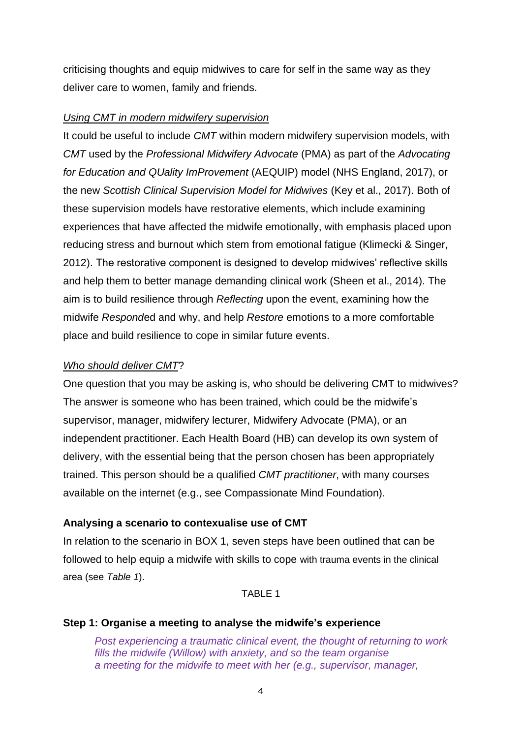criticising thoughts and equip midwives to care for self in the same way as they deliver care to women, family and friends.

*Using CMT in modern midwifery supervision*

It could be useful to include *CMT* within modern midwifery supervision models, with *CMT* used by the *Professional Midwifery Advocate* (PMA) as part of the *Advocating for Education and QUality ImProvement* (AEQUIP) model (NHS England, 2017), or the new *Scottish Clinical Supervision Model for Midwives* (Key et al., 2017). Both of these supervision models have restorative elements, which include examining experiences that have affected the midwife emotionally, with emphasis placed upon reducing stress and burnout which stem from emotional fatigue (Klimecki & Singer, 2012). The restorative component is designed to develop midwives' reflective skills and help them to better manage demanding clinical work (Sheen et al., 2014). The aim is to build resilience through *Reflecting* upon the event, examining how the midwife *Respond*ed and why, and help *Restore* emotions to a more comfortable place and build resilience to cope in similar future events.

*Who should deliver CMT?*

One question that you may be asking is, who should be delivering CMT to midwives? The answer is someone who has been trained, which could be the midwife's supervisor, manager, midwifery lecturer, Midwifery Advocate (PMA), or an independent practitioner. Each Health Board (HB) can develop its own system of delivery, with the essential being that the person chosen has been appropriately trained. This person should be a qualified *CMT practitioner*, with many courses available on the internet (e.g., see Compassionate Mind Foundation).

**Analysing a scenario to contexualise use of CMT**

In relation to the scenario in BOX 1, seven steps have been outlined that can be followed to help equip a midwife with skills to cope with trauma events in the clinical area (see *Table 1*).

TABLE 1

**Step 1: Organise a meeting to analyse the midwife's experience**

> *Post experiencing a traumatic clinical event, the thought of returning to work fills the midwife (Willow) with anxiety, and so the team organise a meeting for the midwife to meet with her (e.g., supervisor, manager,*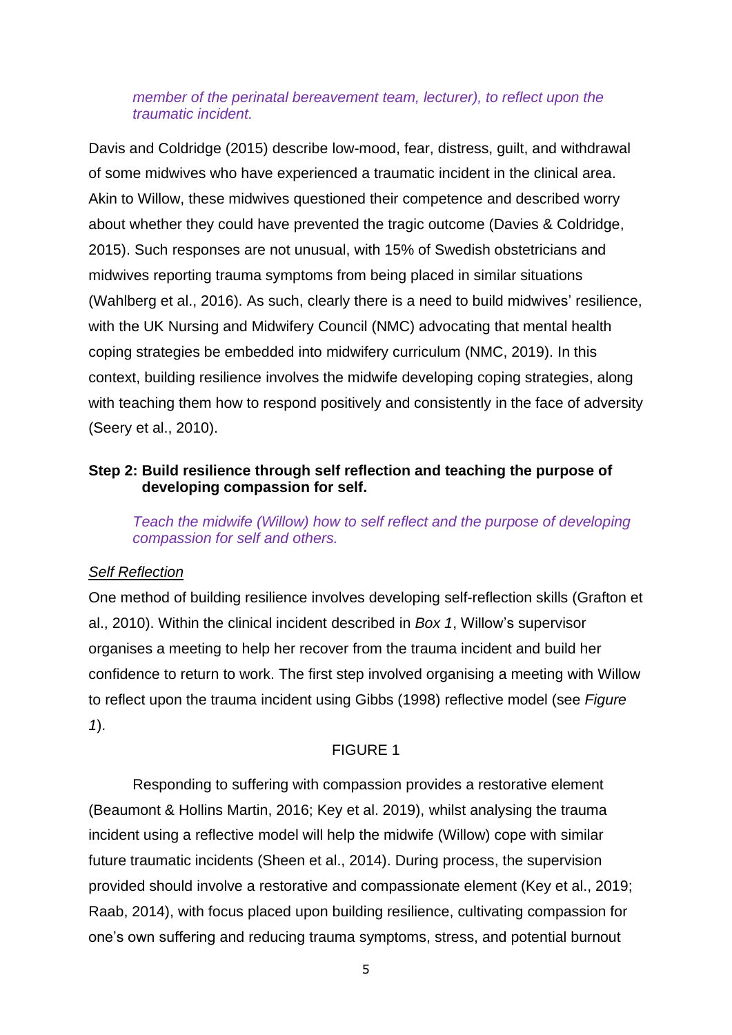*member of the perinatal bereavement team, lecturer), to reflect upon the traumatic incident.*

Davis and Coldridge (2015) describe low-mood, fear, distress, guilt, and withdrawal of some midwives who have experienced a traumatic incident in the clinical area. Akin to Willow, these midwives questioned their competence and described worry about whether they could have prevented the tragic outcome (Davies & Coldridge, 2015). Such responses are not unusual, with 15% of Swedish obstetricians and midwives reporting trauma symptoms from being placed in similar situations (Wahlberg et al., 2016). As such, clearly there is a need to build midwives' resilience, with the UK Nursing and Midwifery Council (NMC) advocating that mental health coping strategies be embedded into midwifery curriculum (NMC, 2019). In this context, building resilience involves the midwife developing coping strategies, along with teaching them how to respond positively and consistently in the face of adversity (Seery et al., 2010).

**Step 2: Build resilience through self reflection and teaching the purpose of developing compassion for self.**

*Teach the midwife (Willow) how to self reflect and the purpose of developing compassion for self and others.*

<u>*Self Reflection*</u>

One method of building resilience involves developing self-reflection skills (Grafton et al., 2010). Within the clinical incident described in *Box 1*, Willow's supervisor organises a meeting to help her recover from the trauma incident and build her confidence to return to work. The first step involved organising a meeting with Willow to reflect upon the trauma incident using Gibbs (1998) reflective model (see *Figure 1*).

FIGURE 1

Responding to suffering with compassion provides a restorative element (Beaumont & Hollins Martin, 2016; Key et al. 2019), whilst analysing the trauma incident using a reflective model will help the midwife (Willow) cope with similar future traumatic incidents (Sheen et al., 2014). During process, the supervision provided should involve a restorative and compassionate element (Key et al., 2019; Raab, 2014), with focus placed upon building resilience, cultivating compassion for one's own suffering and reducing trauma symptoms, stress, and potential burnout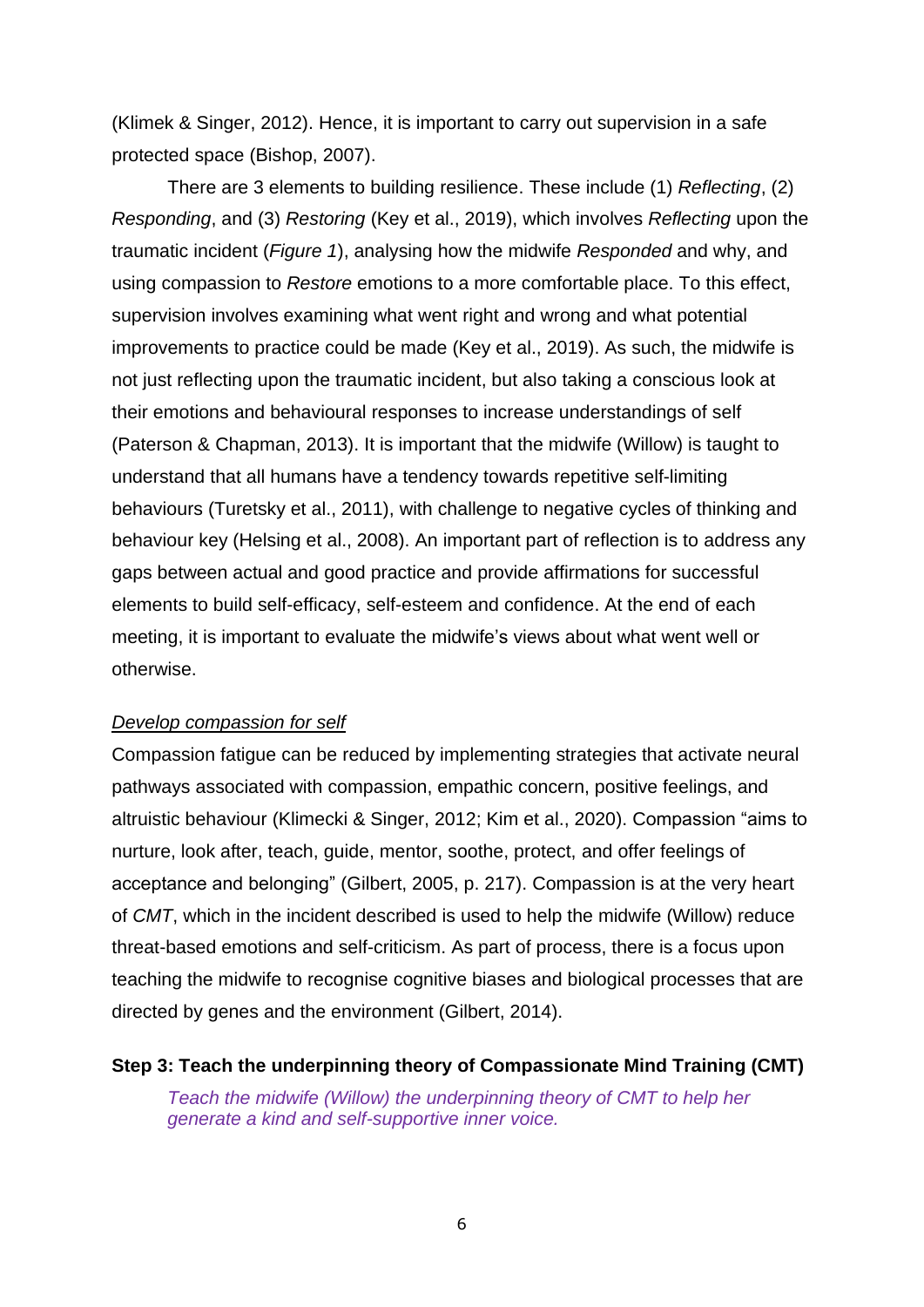(Klimek & Singer, 2012). Hence, it is important to carry out supervision in a safe protected space (Bishop, 2007).

There are 3 elements to building resilience. These include (1) *Reflecting*, (2) *Responding*, and (3) *Restoring* (Key et al., 2019), which involves *Reflecting* upon the traumatic incident (*Figure 1*), analysing how the midwife *Responded* and why, and using compassion to *Restore* emotions to a more comfortable place. To this effect, supervision involves examining what went right and wrong and what potential improvements to practice could be made (Key et al., 2019). As such, the midwife is not just reflecting upon the traumatic incident, but also taking a conscious look at their emotions and behavioural responses to increase understandings of self (Paterson & Chapman, 2013). It is important that the midwife (Willow) is taught to understand that all humans have a tendency towards repetitive self-limiting behaviours (Turetsky et al., 2011), with challenge to negative cycles of thinking and behaviour key (Helsing et al., 2008). An important part of reflection is to address any gaps between actual and good practice and provide affirmations for successful elements to build self-efficacy, self-esteem and confidence. At the end of each meeting, it is important to evaluate the midwife's views about what went well or otherwise.

<u>*Develop compassion for self*</u>

Compassion fatigue can be reduced by implementing strategies that activate neural pathways associated with compassion, empathic concern, positive feelings, and altruistic behaviour (Klimecki & Singer, 2012; Kim et al., 2020). Compassion "aims to nurture, look after, teach, guide, mentor, soothe, protect, and offer feelings of acceptance and belonging" (Gilbert, 2005, p. 217). Compassion is at the very heart of *CMT*, which in the incident described is used to help the midwife (Willow) reduce threat-based emotions and self-criticism. As part of process, there is a focus upon teaching the midwife to recognise cognitive biases and biological processes that are directed by genes and the environment (Gilbert, 2014).

**Step 3: Teach the underpinning theory of Compassionate Mind Training (CMT)**

*Teach the midwife (Willow) the underpinning theory of CMT to help her generate a kind and self-supportive inner voice.*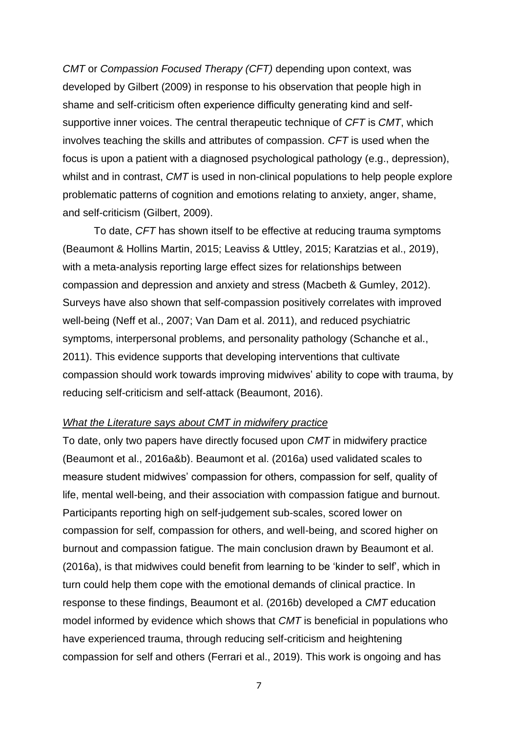*CMT* or *Compassion Focused Therapy (CFT)* depending upon context, was developed by Gilbert (2009) in response to his observation that people high in shame and self-criticism often experience difficulty generating kind and self-supportive inner voices. The central therapeutic technique of *CFT* is *CMT*, which involves teaching the skills and attributes of compassion. *CFT* is used when the focus is upon a patient with a diagnosed psychological pathology (e.g., depression), whilst and in contrast, *CMT* is used in non-clinical populations to help people explore problematic patterns of cognition and emotions relating to anxiety, anger, shame, and self-criticism (Gilbert, 2009).

To date, *CFT* has shown itself to be effective at reducing trauma symptoms (Beaumont & Hollins Martin, 2015; Leaviss & Uttley, 2015; Karatzias et al., 2019), with a meta-analysis reporting large effect sizes for relationships between compassion and depression and anxiety and stress (Macbeth & Gumley, 2012). Surveys have also shown that self-compassion positively correlates with improved well-being (Neff et al., 2007; Van Dam et al. 2011), and reduced psychiatric symptoms, interpersonal problems, and personality pathology (Schanche et al., 2011). This evidence supports that developing interventions that cultivate compassion should work towards improving midwives' ability to cope with trauma, by reducing self-criticism and self-attack (Beaumont, 2016).

*What the Literature says about CMT in midwifery practice*

To date, only two papers have directly focused upon *CMT* in midwifery practice (Beaumont et al., 2016a&b). Beaumont et al. (2016a) used validated scales to measure student midwives' compassion for others, compassion for self, quality of life, mental well-being, and their association with compassion fatigue and burnout. Participants reporting high on self-judgement sub-scales, scored lower on compassion for self, compassion for others, and well-being, and scored higher on burnout and compassion fatigue. The main conclusion drawn by Beaumont et al. (2016a), is that midwives could benefit from learning to be 'kinder to self', which in turn could help them cope with the emotional demands of clinical practice. In response to these findings, Beaumont et al. (2016b) developed a *CMT* education model informed by evidence which shows that *CMT* is beneficial in populations who have experienced trauma, through reducing self-criticism and heightening compassion for self and others (Ferrari et al., 2019). This work is ongoing and has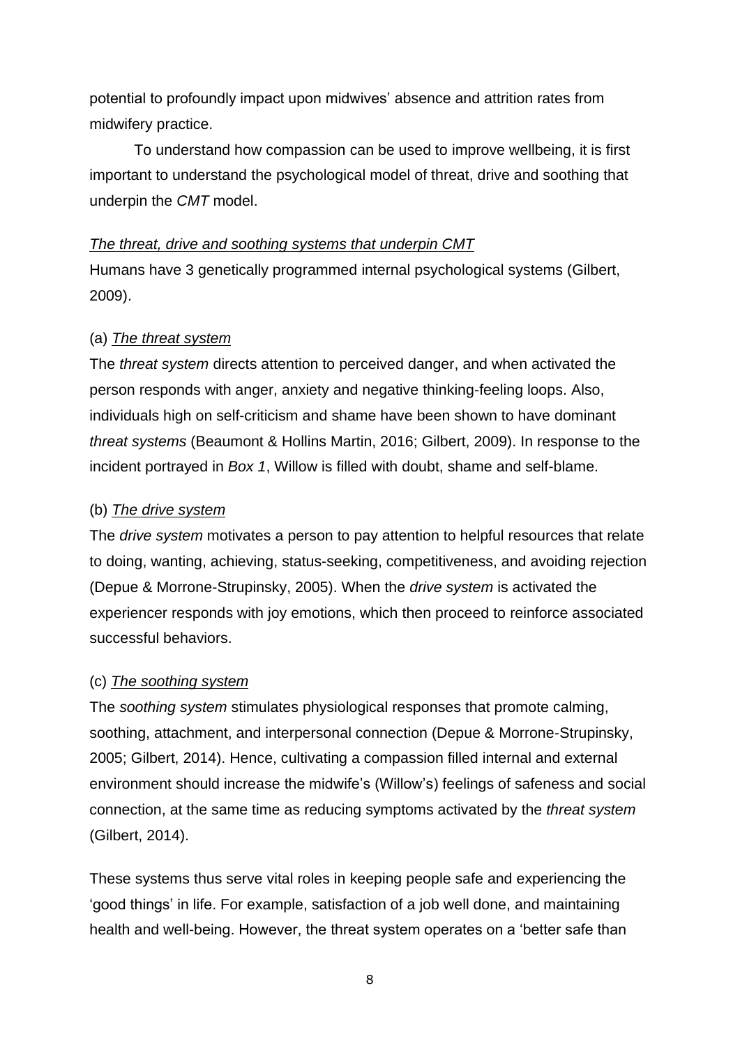potential to profoundly impact upon midwives' absence and attrition rates from midwifery practice.

To understand how compassion can be used to improve wellbeing, it is first important to understand the psychological model of threat, drive and soothing that underpin the *CMT* model.

*The threat, drive and soothing systems that underpin CMT*

Humans have 3 genetically programmed internal psychological systems (Gilbert, 2009).

(a) *The threat system*

The *threat system* directs attention to perceived danger, and when activated the person responds with anger, anxiety and negative thinking-feeling loops. Also, individuals high on self-criticism and shame have been shown to have dominant *threat systems* (Beaumont & Hollins Martin, 2016; Gilbert, 2009). In response to the incident portrayed in *Box 1*, Willow is filled with doubt, shame and self-blame.

(b) *The drive system*

The *drive system* motivates a person to pay attention to helpful resources that relate to doing, wanting, achieving, status-seeking, competitiveness, and avoiding rejection (Depue & Morrone-Strupinsky, 2005). When the *drive system* is activated the experiencer responds with joy emotions, which then proceed to reinforce associated successful behaviors.

(c) *The soothing system*

The *soothing system* stimulates physiological responses that promote calming, soothing, attachment, and interpersonal connection (Depue & Morrone-Strupinsky, 2005; Gilbert, 2014). Hence, cultivating a compassion filled internal and external environment should increase the midwife's (Willow's) feelings of safeness and social connection, at the same time as reducing symptoms activated by the *threat system* (Gilbert, 2014).

These systems thus serve vital roles in keeping people safe and experiencing the 'good things' in life. For example, satisfaction of a job well done, and maintaining health and well-being. However, the threat system operates on a 'better safe than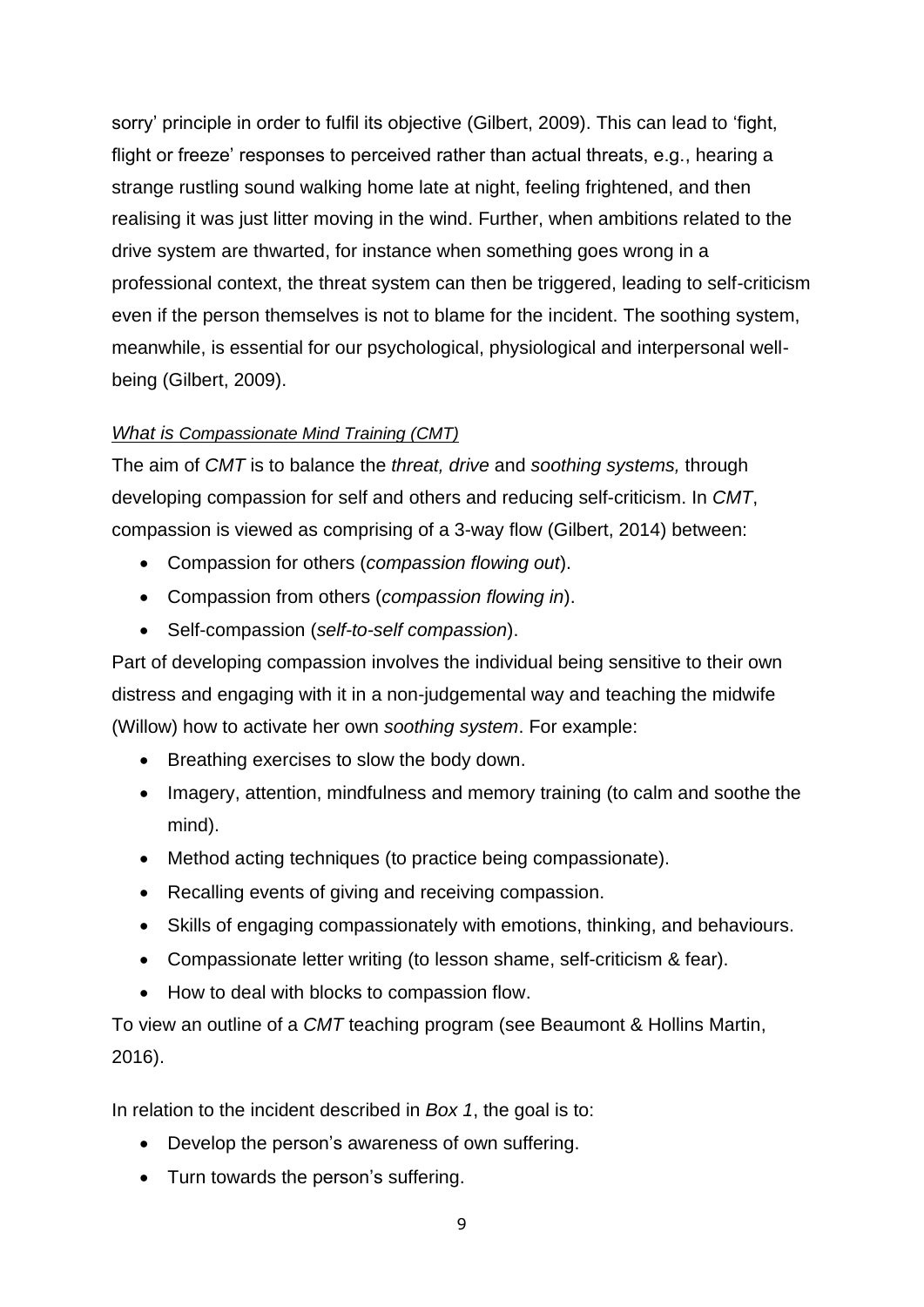sorry' principle in order to fulfil its objective (Gilbert, 2009). This can lead to 'fight, flight or freeze' responses to perceived rather than actual threats, e.g., hearing a strange rustling sound walking home late at night, feeling frightened, and then realising it was just litter moving in the wind. Further, when ambitions related to the drive system are thwarted, for instance when something goes wrong in a professional context, the threat system can then be triggered, leading to self-criticism even if the person themselves is not to blame for the incident. The soothing system, meanwhile, is essential for our psychological, physiological and interpersonal well-being (Gilbert, 2009).

*What is Compassionate Mind Training (CMT)*

The aim of *CMT* is to balance the *threat, drive* and *soothing systems,* through developing compassion for self and others and reducing self-criticism. In *CMT*, compassion is viewed as comprising of a 3-way flow (Gilbert, 2014) between:

- Compassion for others (*compassion flowing out*).
- Compassion from others (*compassion flowing in*).
- Self-compassion (*self-to-self compassion*).

Part of developing compassion involves the individual being sensitive to their own distress and engaging with it in a non-judgemental way and teaching the midwife (Willow) how to activate her own *soothing system*. For example:

- Breathing exercises to slow the body down.
- Imagery, attention, mindfulness and memory training (to calm and soothe the mind).
- Method acting techniques (to practice being compassionate).
- Recalling events of giving and receiving compassion.
- Skills of engaging compassionately with emotions, thinking, and behaviours.
- Compassionate letter writing (to lesson shame, self-criticism & fear).
- How to deal with blocks to compassion flow.

To view an outline of a *CMT* teaching program (see Beaumont & Hollins Martin, 2016).

In relation to the incident described in *Box 1*, the goal is to:

- Develop the person's awareness of own suffering.
- Turn towards the person's suffering.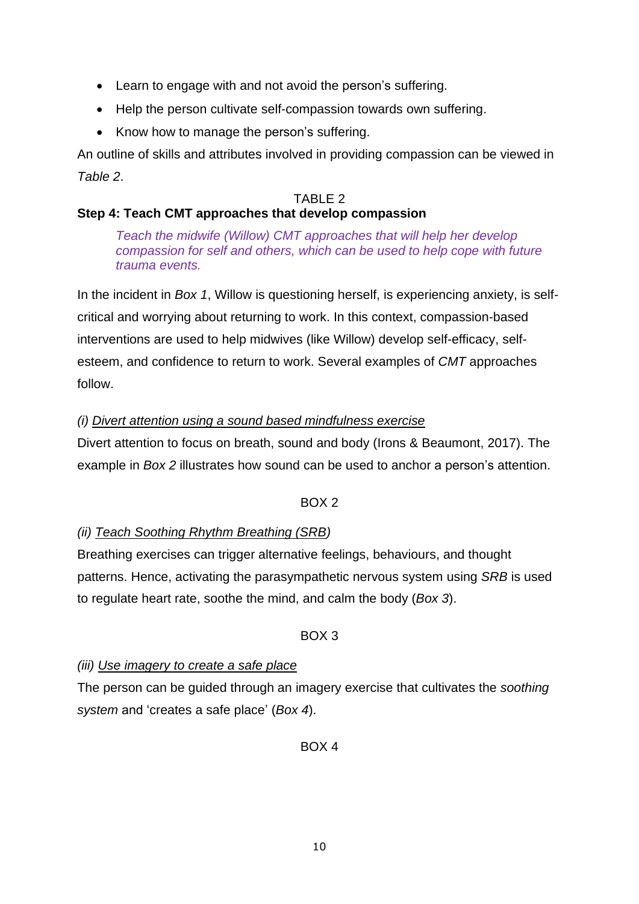- Learn to engage with and not avoid the person's suffering.
- Help the person cultivate self-compassion towards own suffering.
- Know how to manage the person's suffering.

An outline of skills and attributes involved in providing compassion can be viewed in *Table 2*.

TABLE 2

**Step 4: Teach CMT approaches that develop compassion**

> *Teach the midwife (Willow) CMT approaches that will help her develop compassion for self and others, which can be used to help cope with future trauma events.*

In the incident in *Box 1*, Willow is questioning herself, is experiencing anxiety, is self-critical and worrying about returning to work. In this context, compassion-based interventions are used to help midwives (like Willow) develop self-efficacy, self-esteem, and confidence to return to work. Several examples of *CMT* approaches follow.

*(i) Divert attention using a sound based mindfulness exercise*

Divert attention to focus on breath, sound and body (Irons & Beaumont, 2017). The example in *Box 2* illustrates how sound can be used to anchor a person's attention.

BOX 2

*(ii) Teach Soothing Rhythm Breathing (SRB)*

Breathing exercises can trigger alternative feelings, behaviours, and thought patterns. Hence, activating the parasympathetic nervous system using *SRB* is used to regulate heart rate, soothe the mind, and calm the body (*Box 3*).

BOX 3

*(iii) Use imagery to create a safe place*

The person can be guided through an imagery exercise that cultivates the *soothing system* and 'creates a safe place' (*Box 4*).

BOX 4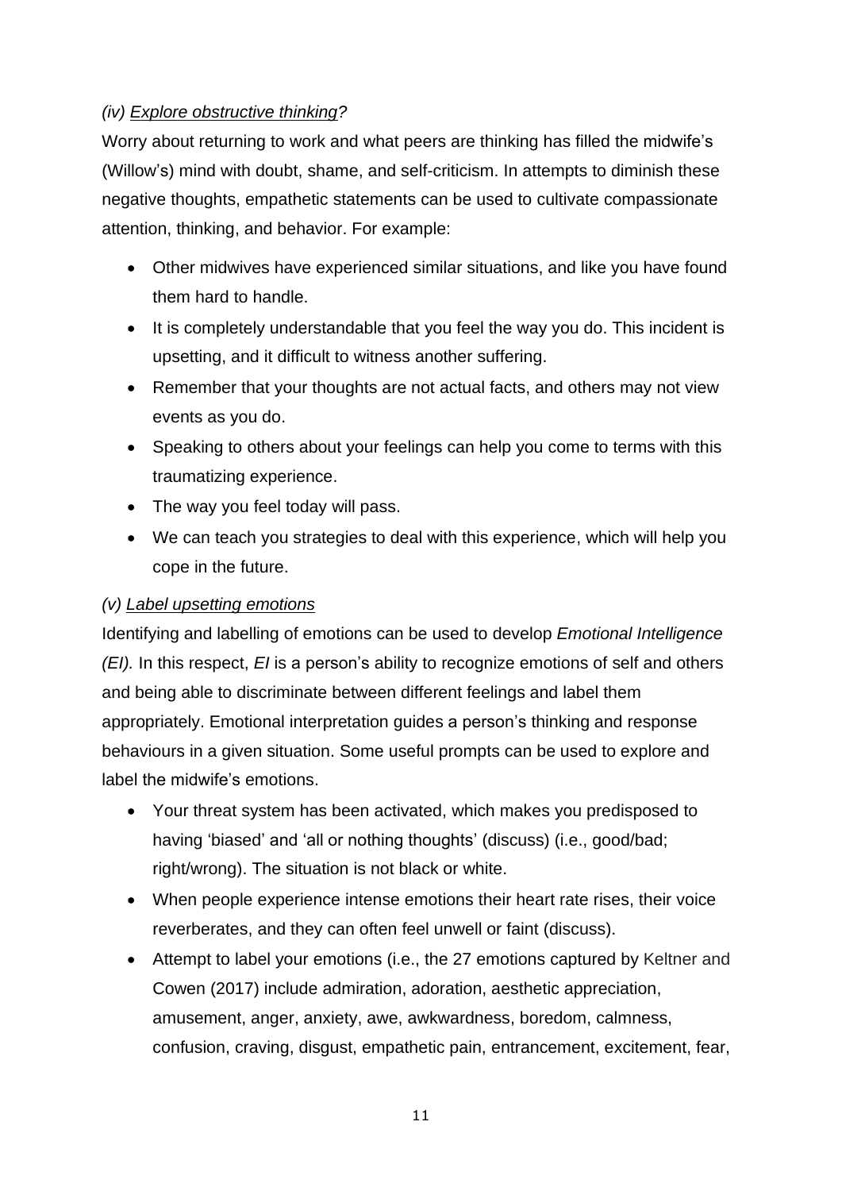*(iv) <u>Explore obstructive thinking</u>?*

Worry about returning to work and what peers are thinking has filled the midwife's (Willow's) mind with doubt, shame, and self-criticism. In attempts to diminish these negative thoughts, empathetic statements can be used to cultivate compassionate attention, thinking, and behavior. For example:

- Other midwives have experienced similar situations, and like you have found them hard to handle.
- It is completely understandable that you feel the way you do. This incident is upsetting, and it difficult to witness another suffering.
- Remember that your thoughts are not actual facts, and others may not view events as you do.
- Speaking to others about your feelings can help you come to terms with this traumatizing experience.
- The way you feel today will pass.
- We can teach you strategies to deal with this experience, which will help you cope in the future.

*(v) <u>Label upsetting emotions</u>*

Identifying and labelling of emotions can be used to develop *Emotional Intelligence (EI).* In this respect, *EI* is a person's ability to recognize emotions of self and others and being able to discriminate between different feelings and label them appropriately. Emotional interpretation guides a person's thinking and response behaviours in a given situation. Some useful prompts can be used to explore and label the midwife's emotions.

- Your threat system has been activated, which makes you predisposed to having 'biased' and 'all or nothing thoughts' (discuss) (i.e., good/bad; right/wrong). The situation is not black or white.
- When people experience intense emotions their heart rate rises, their voice reverberates, and they can often feel unwell or faint (discuss).
- Attempt to label your emotions (i.e., the 27 emotions captured by Keltner and Cowen (2017) include admiration, adoration, aesthetic appreciation, amusement, anger, anxiety, awe, awkwardness, boredom, calmness, confusion, craving, disgust, empathetic pain, entrancement, excitement, fear,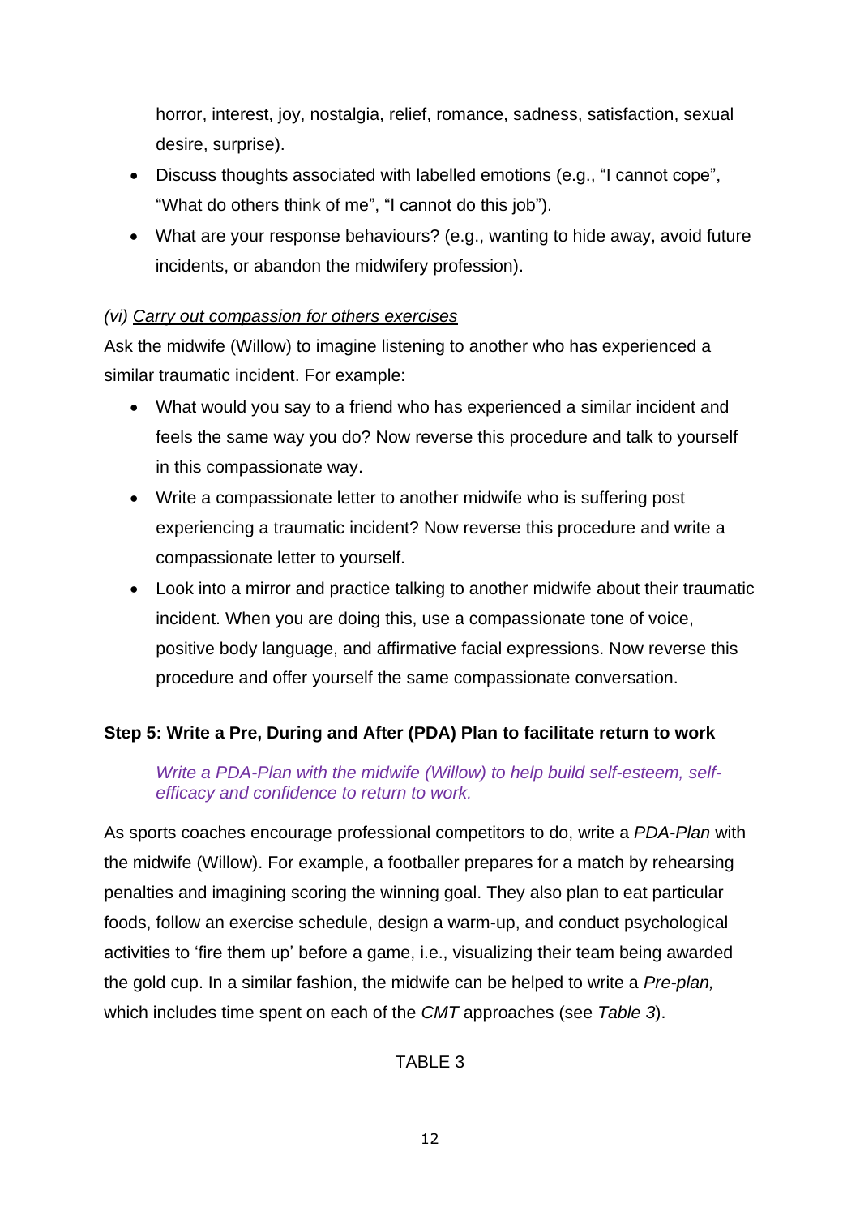horror, interest, joy, nostalgia, relief, romance, sadness, satisfaction, sexual desire, surprise).

- Discuss thoughts associated with labelled emotions (e.g., "I cannot cope", "What do others think of me", "I cannot do this job").
- What are your response behaviours? (e.g., wanting to hide away, avoid future incidents, or abandon the midwifery profession).

*(vi) <u>Carry out compassion for others exercises</u>*

Ask the midwife (Willow) to imagine listening to another who has experienced a similar traumatic incident. For example:

- What would you say to a friend who has experienced a similar incident and feels the same way you do? Now reverse this procedure and talk to yourself in this compassionate way.
- Write a compassionate letter to another midwife who is suffering post experiencing a traumatic incident? Now reverse this procedure and write a compassionate letter to yourself.
- Look into a mirror and practice talking to another midwife about their traumatic incident. When you are doing this, use a compassionate tone of voice, positive body language, and affirmative facial expressions. Now reverse this procedure and offer yourself the same compassionate conversation.

**Step 5: Write a Pre, During and After (PDA) Plan to facilitate return to work**

> *Write a PDA-Plan with the midwife (Willow) to help build self-esteem, self-efficacy and confidence to return to work.*

As sports coaches encourage professional competitors to do, write a *PDA-Plan* with the midwife (Willow). For example, a footballer prepares for a match by rehearsing penalties and imagining scoring the winning goal. They also plan to eat particular foods, follow an exercise schedule, design a warm-up, and conduct psychological activities to 'fire them up' before a game, i.e., visualizing their team being awarded the gold cup. In a similar fashion, the midwife can be helped to write a *Pre-plan,* which includes time spent on each of the *CMT* approaches (see *Table 3*).

TABLE 3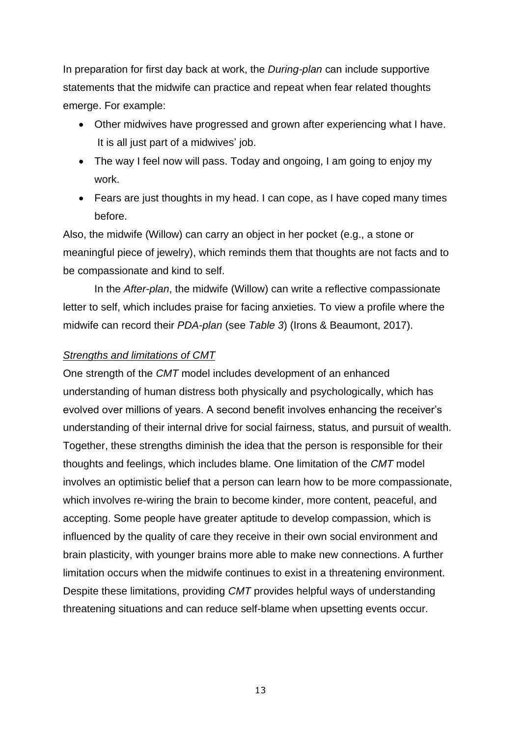In preparation for first day back at work, the *During-plan* can include supportive statements that the midwife can practice and repeat when fear related thoughts emerge. For example:

- Other midwives have progressed and grown after experiencing what I have. It is all just part of a midwives' job.
- The way I feel now will pass. Today and ongoing, I am going to enjoy my work.
- Fears are just thoughts in my head. I can cope, as I have coped many times before.

Also, the midwife (Willow) can carry an object in her pocket (e.g., a stone or meaningful piece of jewelry), which reminds them that thoughts are not facts and to be compassionate and kind to self.

In the *After-plan*, the midwife (Willow) can write a reflective compassionate letter to self, which includes praise for facing anxieties. To view a profile where the midwife can record their *PDA-plan* (see *Table 3*) (Irons & Beaumont, 2017).

<u>*Strengths and limitations of CMT*</u>

One strength of the *CMT* model includes development of an enhanced understanding of human distress both physically and psychologically, which has evolved over millions of years. A second benefit involves enhancing the receiver's understanding of their internal drive for social fairness, status, and pursuit of wealth. Together, these strengths diminish the idea that the person is responsible for their thoughts and feelings, which includes blame. One limitation of the *CMT* model involves an optimistic belief that a person can learn how to be more compassionate, which involves re-wiring the brain to become kinder, more content, peaceful, and accepting. Some people have greater aptitude to develop compassion, which is influenced by the quality of care they receive in their own social environment and brain plasticity, with younger brains more able to make new connections. A further limitation occurs when the midwife continues to exist in a threatening environment. Despite these limitations, providing *CMT* provides helpful ways of understanding threatening situations and can reduce self-blame when upsetting events occur.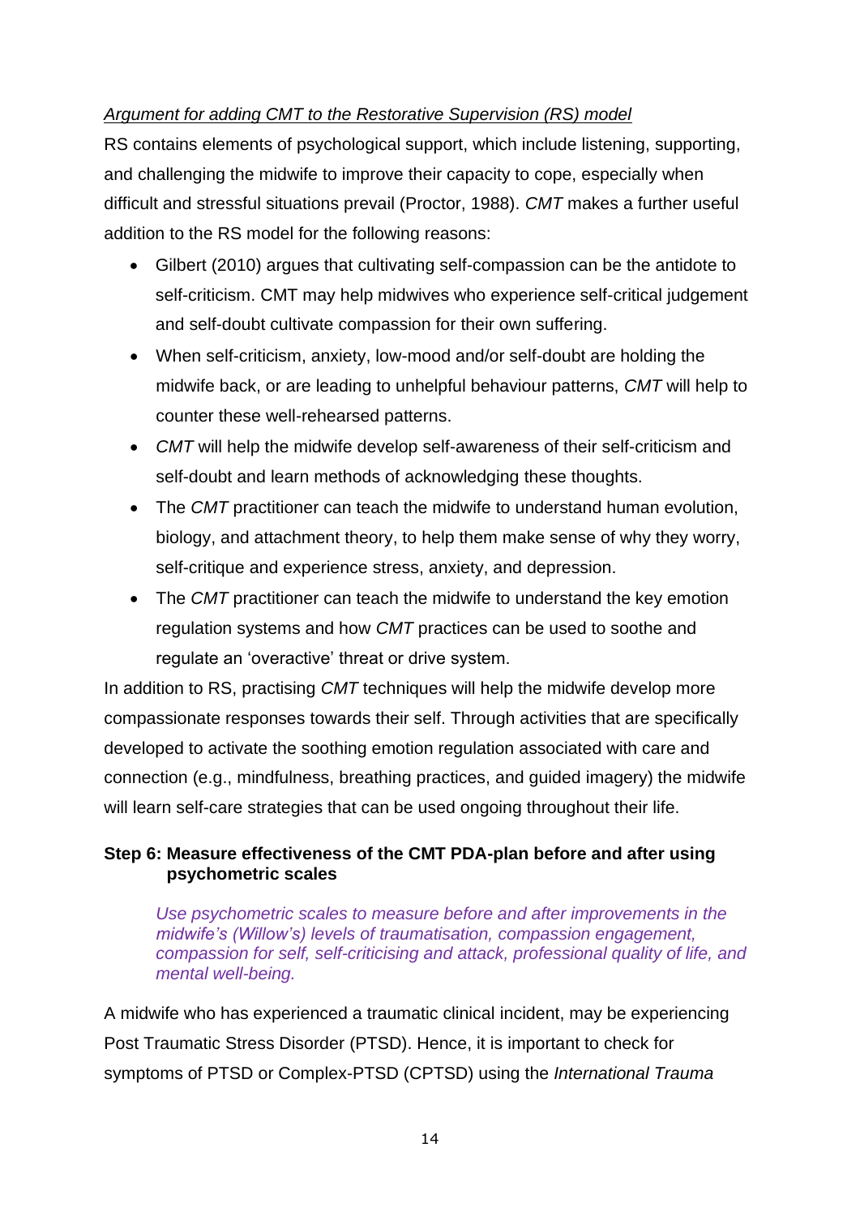*<u>Argument for adding CMT to the Restorative Supervision (RS) model</u>*

RS contains elements of psychological support, which include listening, supporting, and challenging the midwife to improve their capacity to cope, especially when difficult and stressful situations prevail (Proctor, 1988). *CMT* makes a further useful addition to the RS model for the following reasons:

- Gilbert (2010) argues that cultivating self-compassion can be the antidote to self-criticism. CMT may help midwives who experience self-critical judgement and self-doubt cultivate compassion for their own suffering.
- When self-criticism, anxiety, low-mood and/or self-doubt are holding the midwife back, or are leading to unhelpful behaviour patterns, *CMT* will help to counter these well-rehearsed patterns.
- *CMT* will help the midwife develop self-awareness of their self-criticism and self-doubt and learn methods of acknowledging these thoughts.
- The *CMT* practitioner can teach the midwife to understand human evolution, biology, and attachment theory, to help them make sense of why they worry, self-critique and experience stress, anxiety, and depression.
- The *CMT* practitioner can teach the midwife to understand the key emotion regulation systems and how *CMT* practices can be used to soothe and regulate an 'overactive' threat or drive system.

In addition to RS, practising *CMT* techniques will help the midwife develop more compassionate responses towards their self. Through activities that are specifically developed to activate the soothing emotion regulation associated with care and connection (e.g., mindfulness, breathing practices, and guided imagery) the midwife will learn self-care strategies that can be used ongoing throughout their life.

**Step 6: Measure effectiveness of the CMT PDA-plan before and after using psychometric scales**

> *Use psychometric scales to measure before and after improvements in the midwife's (Willow's) levels of traumatisation, compassion engagement, compassion for self, self-criticising and attack, professional quality of life, and mental well-being.*

A midwife who has experienced a traumatic clinical incident, may be experiencing Post Traumatic Stress Disorder (PTSD). Hence, it is important to check for symptoms of PTSD or Complex-PTSD (CPTSD) using the *International Trauma*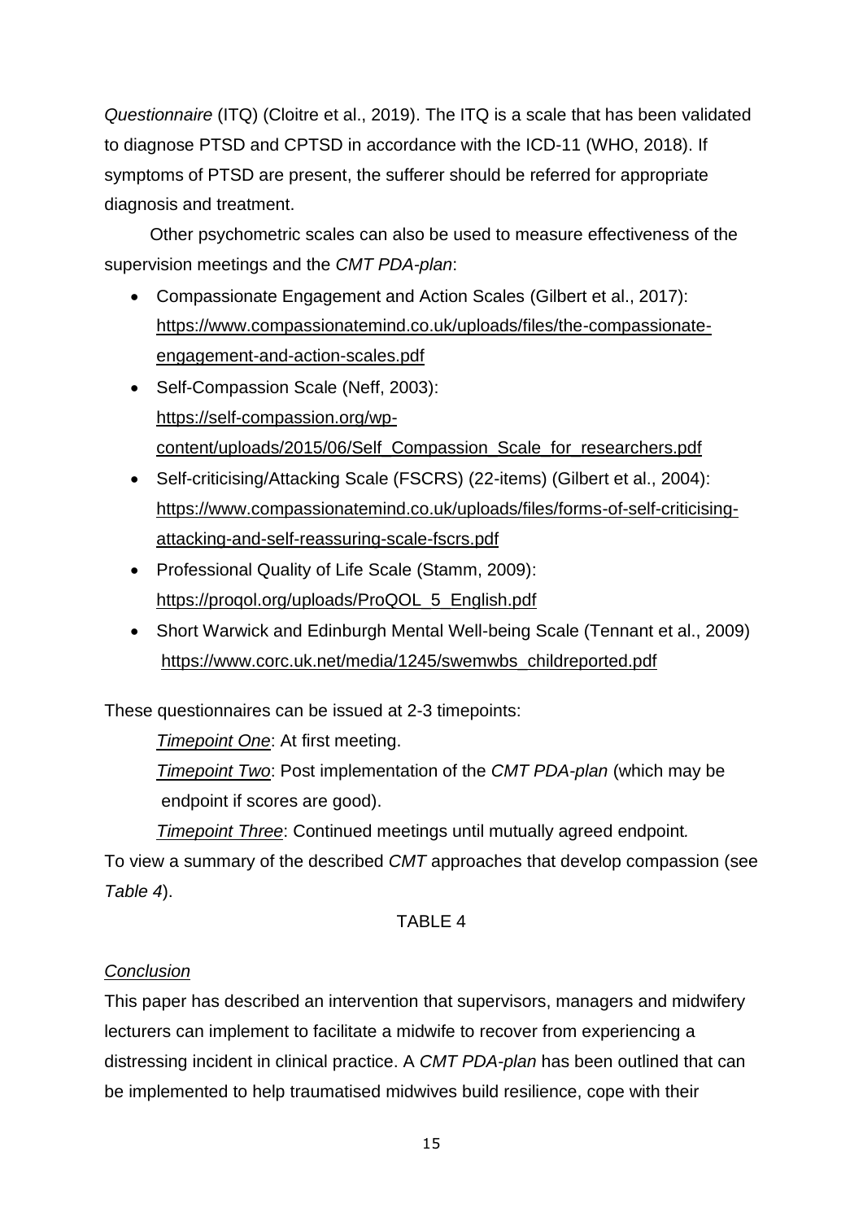*Questionnaire* (ITQ) (Cloitre et al., 2019). The ITQ is a scale that has been validated to diagnose PTSD and CPTSD in accordance with the ICD-11 (WHO, 2018). If symptoms of PTSD are present, the sufferer should be referred for appropriate diagnosis and treatment.

Other psychometric scales can also be used to measure effectiveness of the supervision meetings and the *CMT PDA-plan*:

- Compassionate Engagement and Action Scales (Gilbert et al., 2017): https://www.compassionatemind.co.uk/uploads/files/the-compassionate-engagement-and-action-scales.pdf
- Self-Compassion Scale (Neff, 2003): https://self-compassion.org/wp-content/uploads/2015/06/Self_Compassion_Scale_for_researchers.pdf
- Self-criticising/Attacking Scale (FSCRS) (22-items) (Gilbert et al., 2004): https://www.compassionatemind.co.uk/uploads/files/forms-of-self-criticising-attacking-and-self-reassuring-scale-fscrs.pdf
- Professional Quality of Life Scale (Stamm, 2009): https://proqol.org/uploads/ProQOL_5_English.pdf
- Short Warwick and Edinburgh Mental Well-being Scale (Tennant et al., 2009) https://www.corc.uk.net/media/1245/swemwbs_childreported.pdf

These questionnaires can be issued at 2-3 timepoints:

*Timepoint One*: At first meeting.

*Timepoint Two*: Post implementation of the *CMT PDA-plan* (which may be endpoint if scores are good).

*Timepoint Three*: Continued meetings until mutually agreed endpoint.

To view a summary of the described *CMT* approaches that develop compassion (see *Table 4*).

TABLE 4

## *Conclusion*

This paper has described an intervention that supervisors, managers and midwifery lecturers can implement to facilitate a midwife to recover from experiencing a distressing incident in clinical practice. A *CMT PDA-plan* has been outlined that can be implemented to help traumatised midwives build resilience, cope with their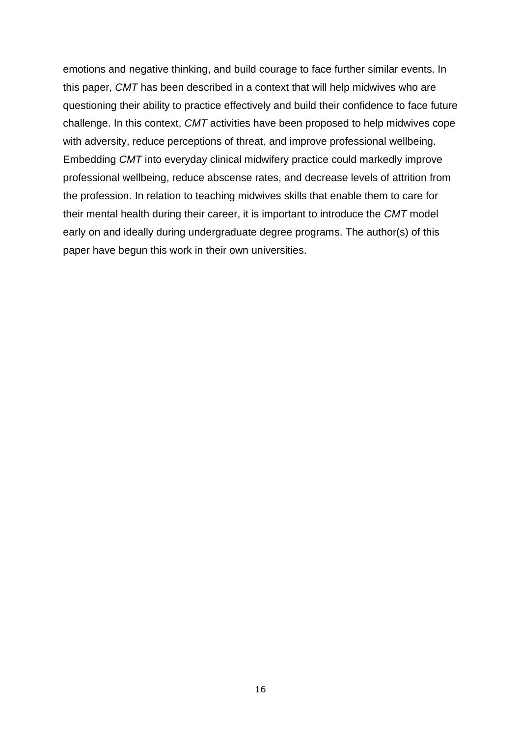emotions and negative thinking, and build courage to face further similar events. In this paper, *CMT* has been described in a context that will help midwives who are questioning their ability to practice effectively and build their confidence to face future challenge. In this context, *CMT* activities have been proposed to help midwives cope with adversity, reduce perceptions of threat, and improve professional wellbeing. Embedding *CMT* into everyday clinical midwifery practice could markedly improve professional wellbeing, reduce abscense rates, and decrease levels of attrition from the profession. In relation to teaching midwives skills that enable them to care for their mental health during their career, it is important to introduce the *CMT* model early on and ideally during undergraduate degree programs. The author(s) of this paper have begun this work in their own universities.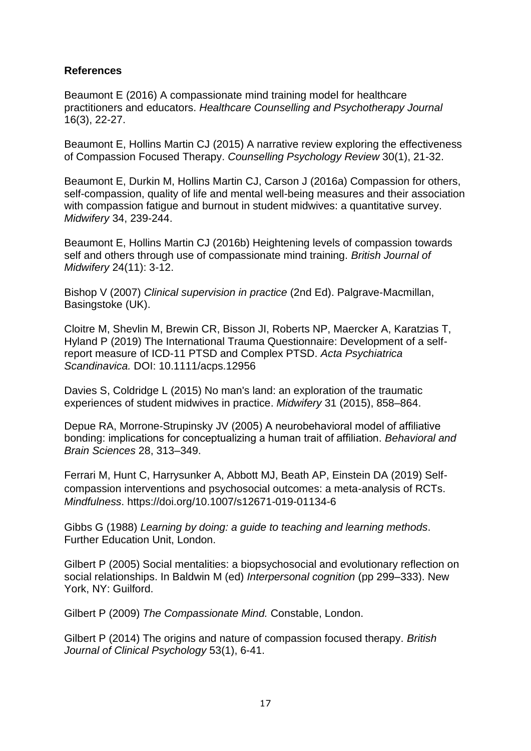**References**

Beaumont E (2016) A compassionate mind training model for healthcare practitioners and educators. *Healthcare Counselling and Psychotherapy Journal* 16(3), 22-27.

Beaumont E, Hollins Martin CJ (2015) A narrative review exploring the effectiveness of Compassion Focused Therapy. *Counselling Psychology Review* 30(1), 21-32.

Beaumont E, Durkin M, Hollins Martin CJ, Carson J (2016a) Compassion for others, self-compassion, quality of life and mental well-being measures and their association with compassion fatigue and burnout in student midwives: a quantitative survey. *Midwifery* 34, 239-244.

Beaumont E, Hollins Martin CJ (2016b) Heightening levels of compassion towards self and others through use of compassionate mind training. *British Journal of Midwifery* 24(11): 3-12.

Bishop V (2007) *Clinical supervision in practice* (2nd Ed). Palgrave-Macmillan, Basingstoke (UK).

Cloitre M, Shevlin M, Brewin CR, Bisson JI, Roberts NP, Maercker A, Karatzias T, Hyland P (2019) The International Trauma Questionnaire: Development of a self-report measure of ICD-11 PTSD and Complex PTSD. *Acta Psychiatrica Scandinavica.* DOI: 10.1111/acps.12956

Davies S, Coldridge L (2015) No man's land: an exploration of the traumatic experiences of student midwives in practice. *Midwifery* 31 (2015), 858–864.

Depue RA, Morrone-Strupinsky JV (2005) A neurobehavioral model of affiliative bonding: implications for conceptualizing a human trait of affiliation. *Behavioral and Brain Sciences* 28, 313–349.

Ferrari M, Hunt C, Harrysunker A, Abbott MJ, Beath AP, Einstein DA (2019) Self-compassion interventions and psychosocial outcomes: a meta-analysis of RCTs. *Mindfulness*. https://doi.org/10.1007/s12671-019-01134-6

Gibbs G (1988) *Learning by doing: a guide to teaching and learning methods*. Further Education Unit, London.

Gilbert P (2005) Social mentalities: a biopsychosocial and evolutionary reflection on social relationships. In Baldwin M (ed) *Interpersonal cognition* (pp 299–333). New York, NY: Guilford.

Gilbert P (2009) *The Compassionate Mind.* Constable, London.

Gilbert P (2014) The origins and nature of compassion focused therapy. *British Journal of Clinical Psychology* 53(1), 6-41.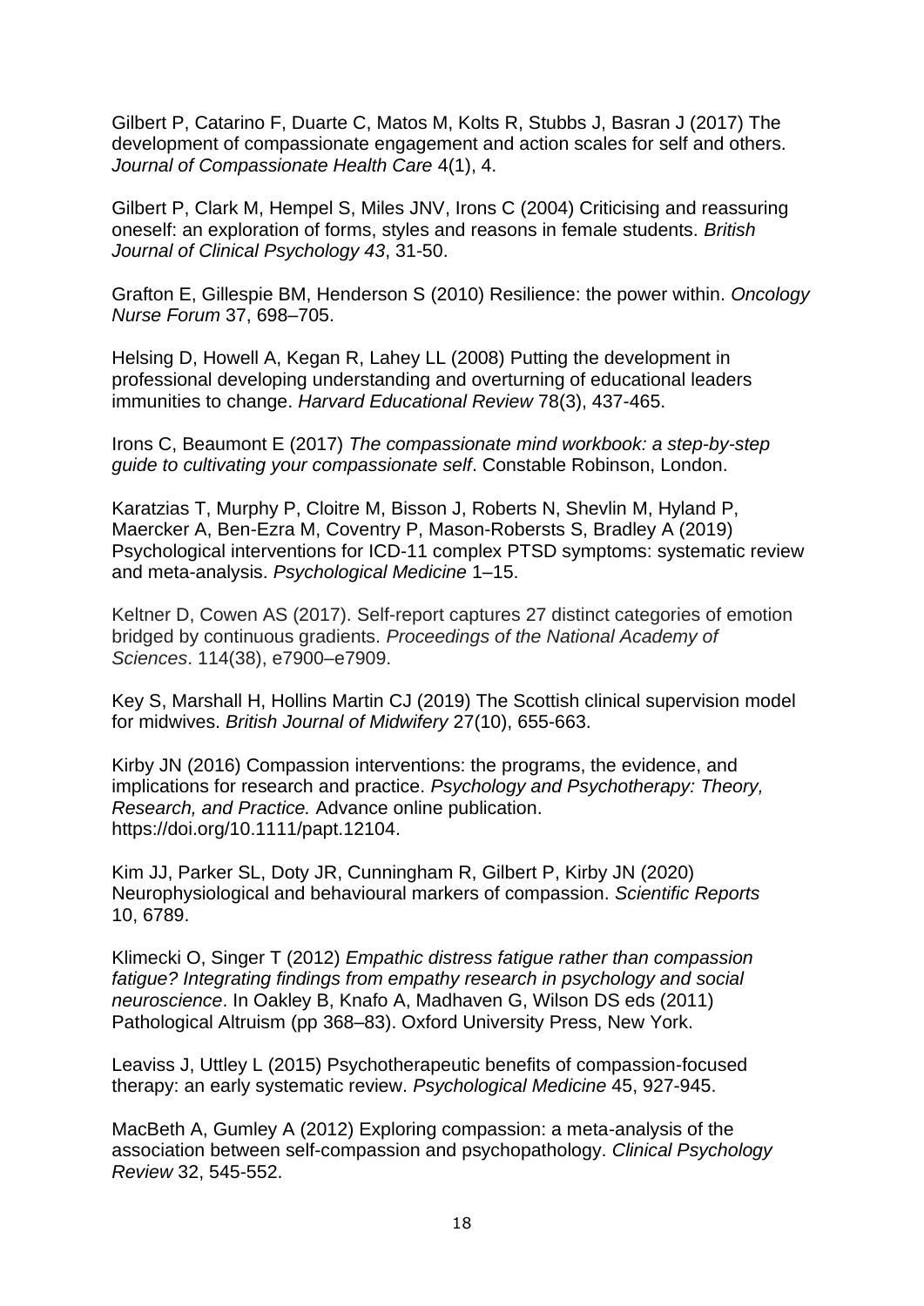Gilbert P, Catarino F, Duarte C, Matos M, Kolts R, Stubbs J, Basran J (2017) The development of compassionate engagement and action scales for self and others. *Journal of Compassionate Health Care* 4(1), 4.

Gilbert P, Clark M, Hempel S, Miles JNV, Irons C (2004) Criticising and reassuring oneself: an exploration of forms, styles and reasons in female students. *British Journal of Clinical Psychology 43*, 31-50.

Grafton E, Gillespie BM, Henderson S (2010) Resilience: the power within. *Oncology Nurse Forum* 37, 698–705.

Helsing D, Howell A, Kegan R, Lahey LL (2008) Putting the development in professional developing understanding and overturning of educational leaders immunities to change. *Harvard Educational Review* 78(3), 437-465.

Irons C, Beaumont E (2017) *The compassionate mind workbook: a step-by-step guide to cultivating your compassionate self*. Constable Robinson, London.

Karatzias T, Murphy P, Cloitre M, Bisson J, Roberts N, Shevlin M, Hyland P, Maercker A, Ben-Ezra M, Coventry P, Mason-Roberstss S, Bradley A (2019) Psychological interventions for ICD-11 complex PTSD symptoms: systematic review and meta-analysis. *Psychological Medicine* 1–15.

Keltner D, Cowen AS (2017). Self-report captures 27 distinct categories of emotion bridged by continuous gradients. *Proceedings of the National Academy of Sciences*. 114(38), e7900–e7909.

Key S, Marshall H, Hollins Martin CJ (2019) The Scottish clinical supervision model for midwives. *British Journal of Midwifery* 27(10), 655-663.

Kirby JN (2016) Compassion interventions: the programs, the evidence, and implications for research and practice. *Psychology and Psychotherapy: Theory, Research, and Practice.* Advance online publication. https://doi.org/10.1111/papt.12104.

Kim JJ, Parker SL, Doty JR, Cunningham R, Gilbert P, Kirby JN (2020) Neurophysiological and behavioural markers of compassion. *Scientific Reports* 10, 6789.

Klimecki O, Singer T (2012) *Empathic distress fatigue rather than compassion fatigue? Integrating findings from empathy research in psychology and social neuroscience*. In Oakley B, Knafo A, Madhaven G, Wilson DS eds (2011) Pathological Altruism (pp 368–83). Oxford University Press, New York.

Leaviss J, Uttley L (2015) Psychotherapeutic benefits of compassion-focused therapy: an early systematic review. *Psychological Medicine* 45, 927-945.

MacBeth A, Gumley A (2012) Exploring compassion: a meta-analysis of the association between self-compassion and psychopathology. *Clinical Psychology Review* 32, 545-552.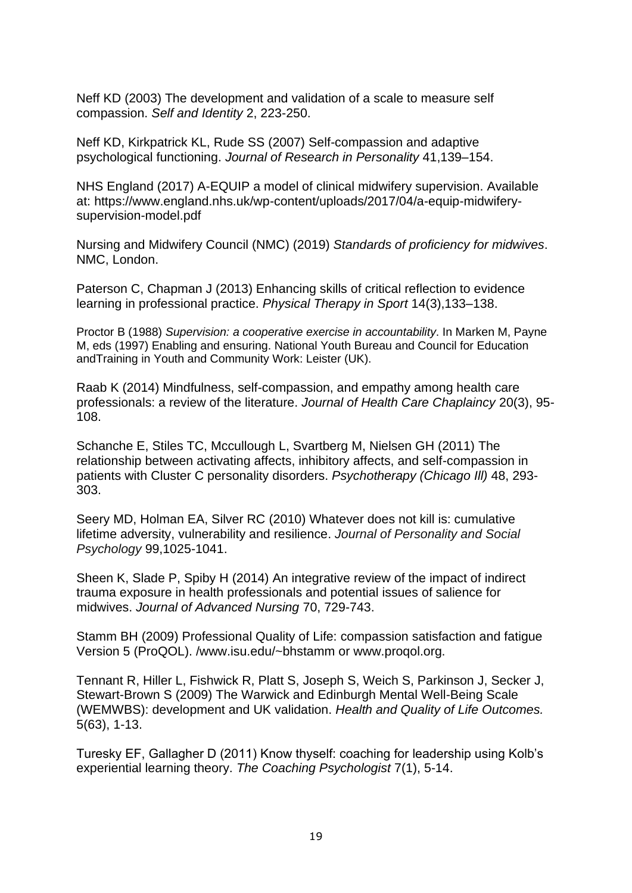Neff KD (2003) The development and validation of a scale to measure self compassion. *Self and Identity* 2, 223-250.

Neff KD, Kirkpatrick KL, Rude SS (2007) Self-compassion and adaptive psychological functioning. *Journal of Research in Personality* 41,139–154.

NHS England (2017) A-EQUIP a model of clinical midwifery supervision. Available at: https://www.england.nhs.uk/wp-content/uploads/2017/04/a-equip-midwifery-supervision-model.pdf

Nursing and Midwifery Council (NMC) (2019) *Standards of proficiency for midwives*. NMC, London.

Paterson C, Chapman J (2013) Enhancing skills of critical reflection to evidence learning in professional practice. *Physical Therapy in Sport* 14(3),133–138.

Proctor B (1988) *Supervision: a cooperative exercise in accountability*. In Marken M, Payne M, eds (1997) Enabling and ensuring. National Youth Bureau and Council for Education andTraining in Youth and Community Work: Leister (UK).

Raab K (2014) Mindfulness, self-compassion, and empathy among health care professionals: a review of the literature. *Journal of Health Care Chaplaincy* 20(3), 95-108.

Schanche E, Stiles TC, Mccullough L, Svartberg M, Nielsen GH (2011) The relationship between activating affects, inhibitory affects, and self-compassion in patients with Cluster C personality disorders. *Psychotherapy (Chicago Ill)* 48, 293-303.

Seery MD, Holman EA, Silver RC (2010) Whatever does not kill is: cumulative lifetime adversity, vulnerability and resilience. *Journal of Personality and Social Psychology* 99,1025-1041.

Sheen K, Slade P, Spiby H (2014) An integrative review of the impact of indirect trauma exposure in health professionals and potential issues of salience for midwives. *Journal of Advanced Nursing* 70, 729-743.

Stamm BH (2009) Professional Quality of Life: compassion satisfaction and fatigue Version 5 (ProQOL). /www.isu.edu/~bhstamm or www.proqol.org.

Tennant R, Hiller L, Fishwick R, Platt S, Joseph S, Weich S, Parkinson J, Secker J, Stewart-Brown S (2009) The Warwick and Edinburgh Mental Well-Being Scale (WEMWBS): development and UK validation. *Health and Quality of Life Outcomes.* 5(63), 1-13.

Turesky EF, Gallagher D (2011) Know thyself: coaching for leadership using Kolb's experiential learning theory. *The Coaching Psychologist* 7(1), 5-14.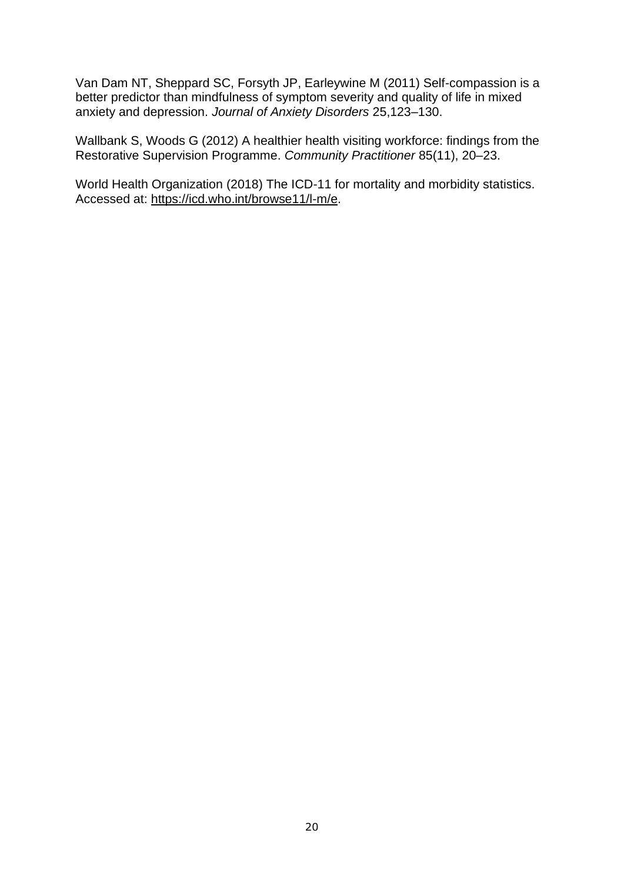Van Dam NT, Sheppard SC, Forsyth JP, Earleywine M (2011) Self-compassion is a better predictor than mindfulness of symptom severity and quality of life in mixed anxiety and depression. *Journal of Anxiety Disorders* 25,123–130.

Wallbank S, Woods G (2012) A healthier health visiting workforce: findings from the Restorative Supervision Programme. *Community Practitioner* 85(11), 20–23.

World Health Organization (2018) The ICD-11 for mortality and morbidity statistics. Accessed at: https://icd.who.int/browse11/l-m/e.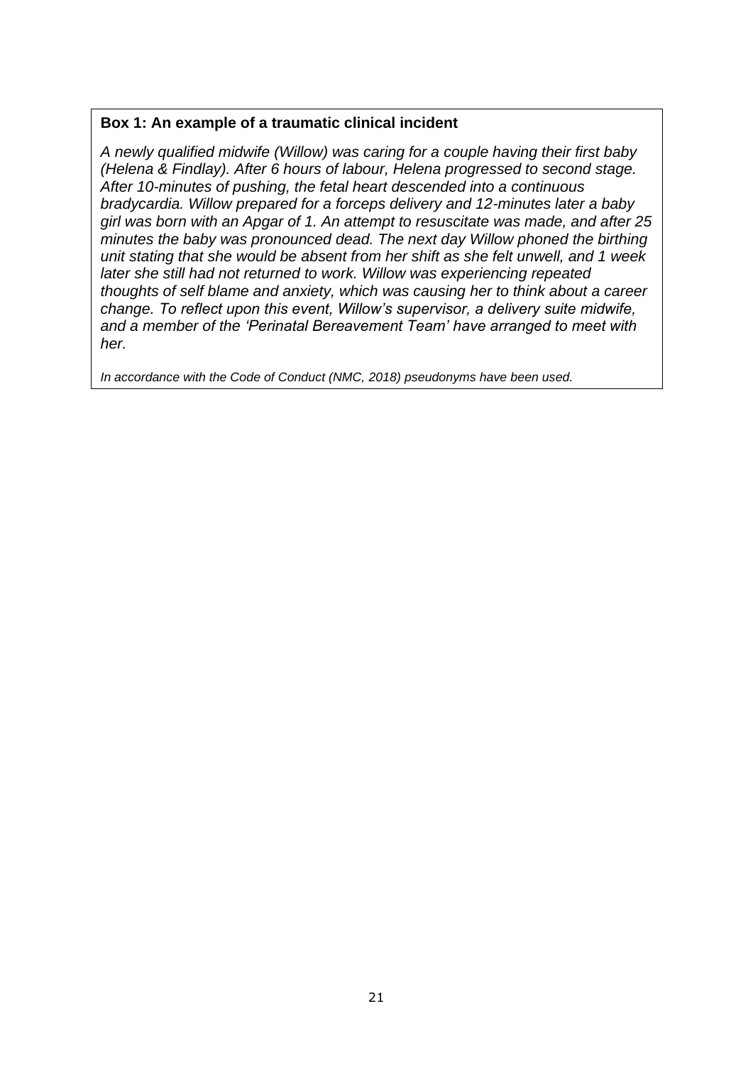**Box 1: An example of a traumatic clinical incident**

*A newly qualified midwife (Willow) was caring for a couple having their first baby (Helena & Findlay). After 6 hours of labour, Helena progressed to second stage. After 10-minutes of pushing, the fetal heart descended into a continuous bradycardia. Willow prepared for a forceps delivery and 12-minutes later a baby girl was born with an Apgar of 1. An attempt to resuscitate was made, and after 25 minutes the baby was pronounced dead. The next day Willow phoned the birthing unit stating that she would be absent from her shift as she felt unwell, and 1 week later she still had not returned to work. Willow was experiencing repeated thoughts of self blame and anxiety, which was causing her to think about a career change. To reflect upon this event, Willow's supervisor, a delivery suite midwife, and a member of the 'Perinatal Bereavement Team' have arranged to meet with her.*

*In accordance with the Code of Conduct (NMC, 2018) pseudonyms have been used.*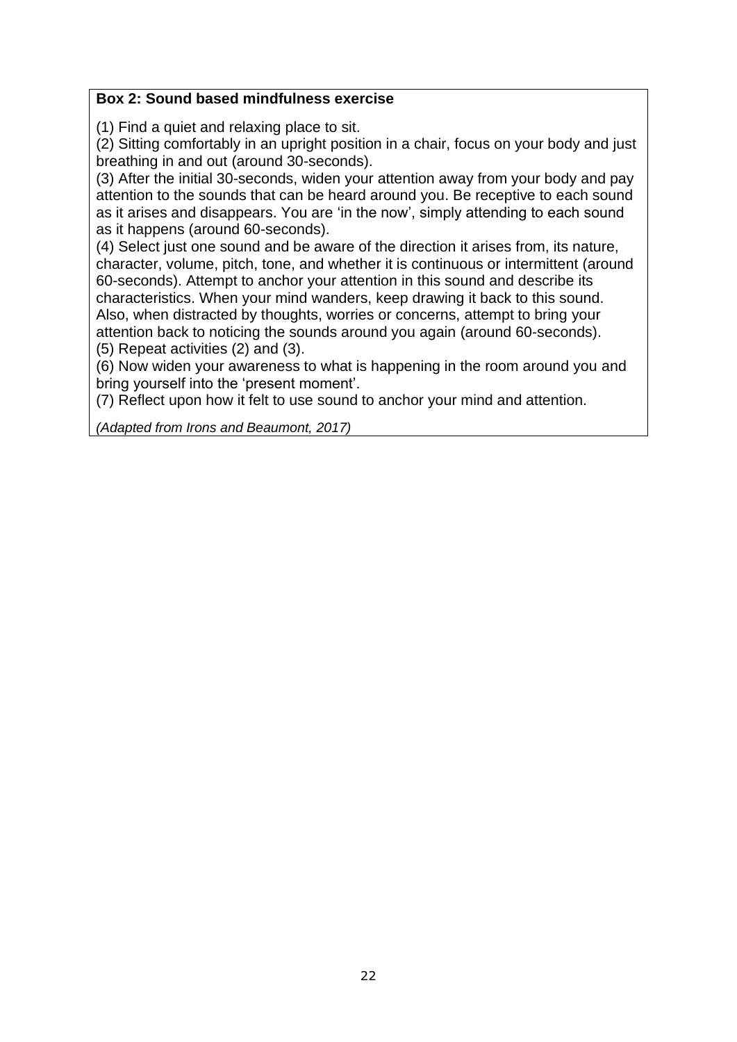**Box 2: Sound based mindfulness exercise**

(1) Find a quiet and relaxing place to sit.
(2) Sitting comfortably in an upright position in a chair, focus on your body and just breathing in and out (around 30-seconds).
(3) After the initial 30-seconds, widen your attention away from your body and pay attention to the sounds that can be heard around you. Be receptive to each sound as it arises and disappears. You are 'in the now', simply attending to each sound as it happens (around 60-seconds).
(4) Select just one sound and be aware of the direction it arises from, its nature, character, volume, pitch, tone, and whether it is continuous or intermittent (around 60-seconds). Attempt to anchor your attention in this sound and describe its characteristics. When your mind wanders, keep drawing it back to this sound. Also, when distracted by thoughts, worries or concerns, attempt to bring your attention back to noticing the sounds around you again (around 60-seconds).
(5) Repeat activities (2) and (3).
(6) Now widen your awareness to what is happening in the room around you and bring yourself into the 'present moment'.
(7) Reflect upon how it felt to use sound to anchor your mind and attention.

*(Adapted from Irons and Beaumont, 2017)*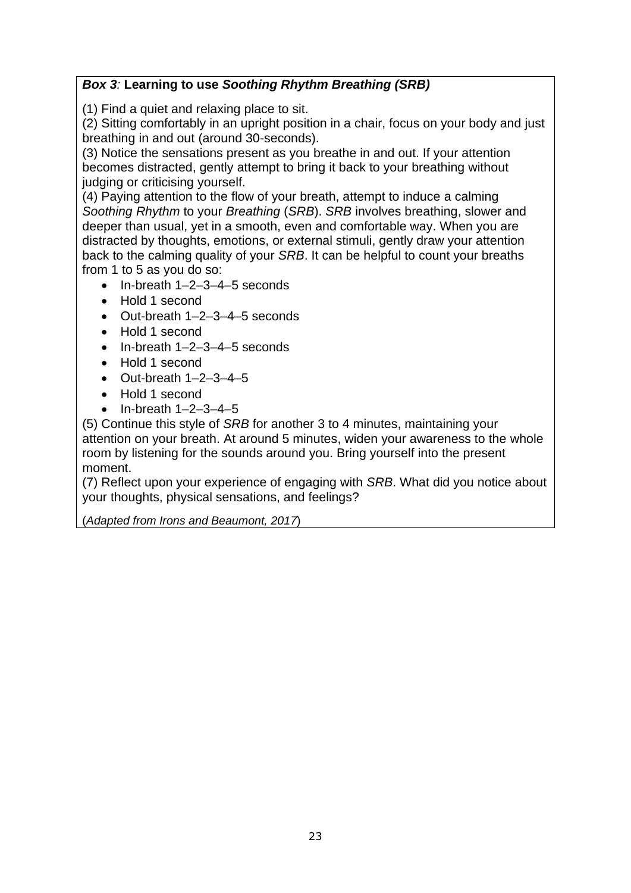***Box 3*: Learning to use *Soothing Rhythm Breathing (SRB)***

(1) Find a quiet and relaxing place to sit.
(2) Sitting comfortably in an upright position in a chair, focus on your body and just breathing in and out (around 30-seconds).
(3) Notice the sensations present as you breathe in and out. If your attention becomes distracted, gently attempt to bring it back to your breathing without judging or criticising yourself.
(4) Paying attention to the flow of your breath, attempt to induce a calming *Soothing Rhythm* to your *Breathing* (*SRB*). *SRB* involves breathing, slower and deeper than usual, yet in a smooth, even and comfortable way. When you are distracted by thoughts, emotions, or external stimuli, gently draw your attention back to the calming quality of your *SRB*. It can be helpful to count your breaths from 1 to 5 as you do so:

- In-breath 1–2–3–4–5 seconds
- Hold 1 second
- Out-breath 1–2–3–4–5 seconds
- Hold 1 second
- In-breath 1–2–3–4–5 seconds
- Hold 1 second
- Out-breath 1–2–3–4–5
- Hold 1 second
- In-breath 1–2–3–4–5

(5) Continue this style of *SRB* for another 3 to 4 minutes, maintaining your attention on your breath. At around 5 minutes, widen your awareness to the whole room by listening for the sounds around you. Bring yourself into the present moment.
(7) Reflect upon your experience of engaging with *SRB*. What did you notice about your thoughts, physical sensations, and feelings?

(*Adapted from Irons and Beaumont, 2017*)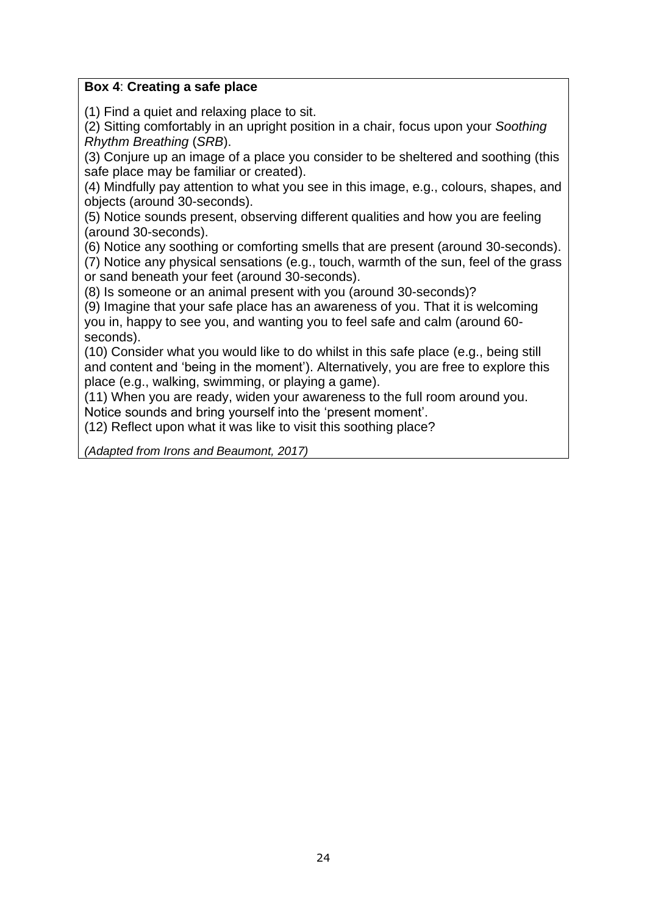**Box 4**: **Creating a safe place**

(1) Find a quiet and relaxing place to sit.
(2) Sitting comfortably in an upright position in a chair, focus upon your *Soothing Rhythm Breathing* (*SRB*).
(3) Conjure up an image of a place you consider to be sheltered and soothing (this safe place may be familiar or created).
(4) Mindfully pay attention to what you see in this image, e.g., colours, shapes, and objects (around 30-seconds).
(5) Notice sounds present, observing different qualities and how you are feeling (around 30-seconds).
(6) Notice any soothing or comforting smells that are present (around 30-seconds).
(7) Notice any physical sensations (e.g., touch, warmth of the sun, feel of the grass or sand beneath your feet (around 30-seconds).
(8) Is someone or an animal present with you (around 30-seconds)?
(9) Imagine that your safe place has an awareness of you. That it is welcoming you in, happy to see you, and wanting you to feel safe and calm (around 60-seconds).
(10) Consider what you would like to do whilst in this safe place (e.g., being still and content and 'being in the moment'). Alternatively, you are free to explore this place (e.g., walking, swimming, or playing a game).
(11) When you are ready, widen your awareness to the full room around you. Notice sounds and bring yourself into the 'present moment'.
(12) Reflect upon what it was like to visit this soothing place?

*(Adapted from Irons and Beaumont, 2017)*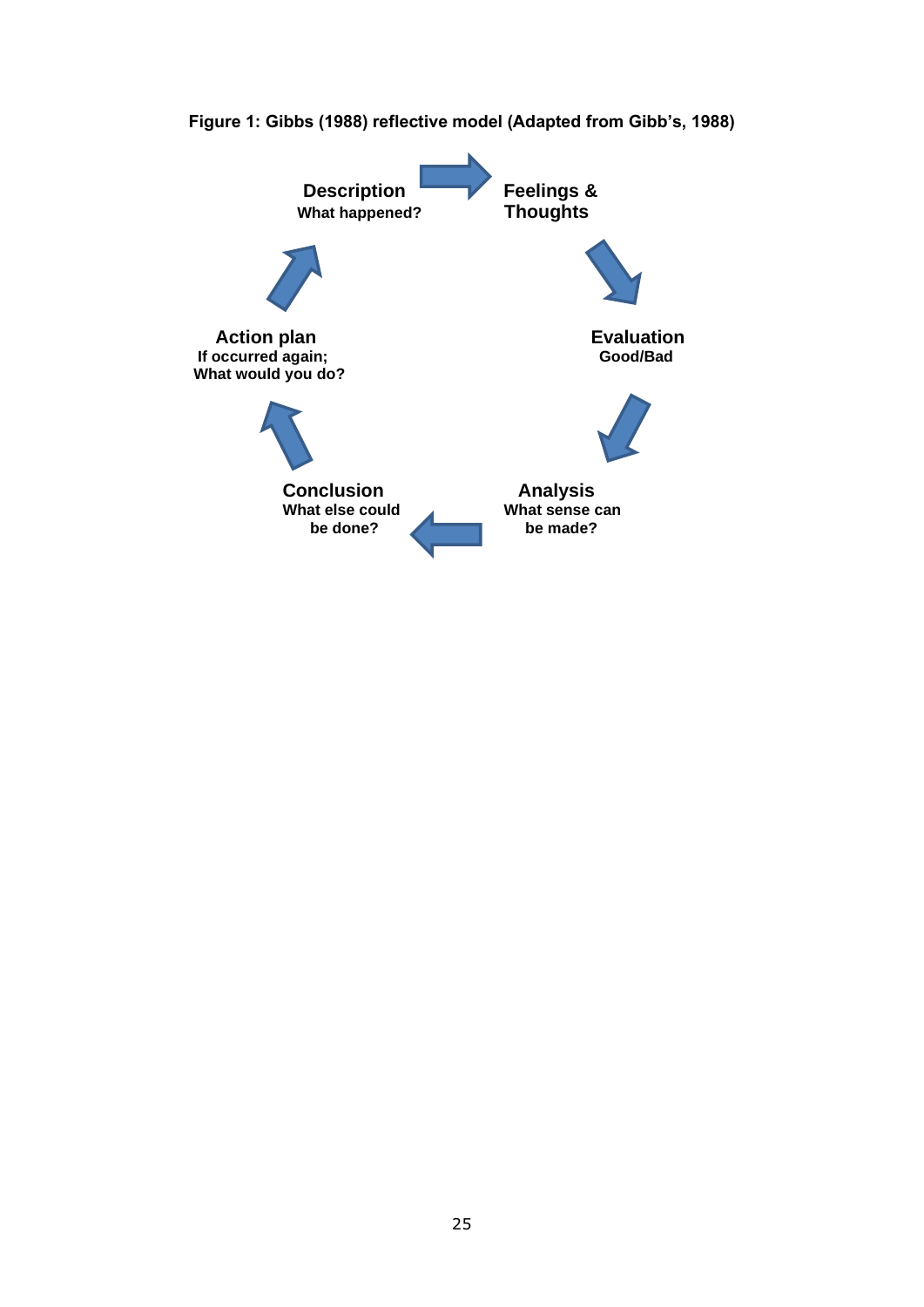**Figure 1: Gibbs (1988) reflective model (Adapted from Gibb's, 1988)**

**Description**
What happened?

**Feelings & Thoughts**

**Evaluation**
Good/Bad

**Analysis**
What sense can be made?

**Conclusion**
What else could be done?

**Action plan**
If occurred again;
What would you do?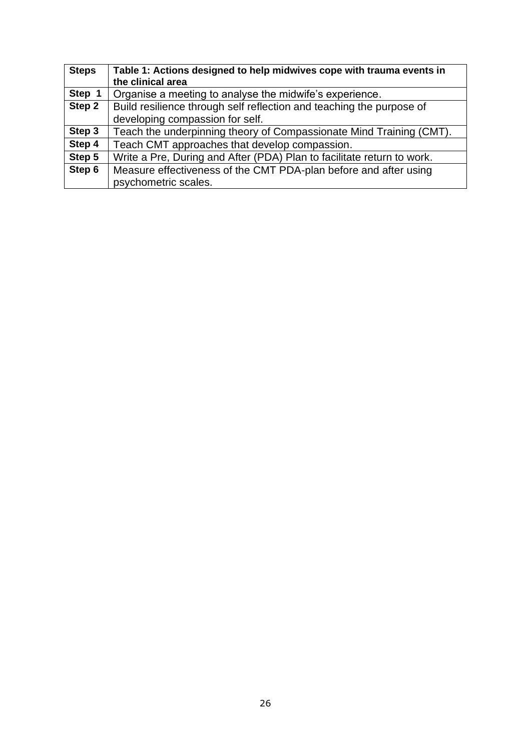| Steps | Table 1: Actions designed to help midwives cope with trauma events in the clinical area |
|---|---|
| Step 1 | Organise a meeting to analyse the midwife's experience. |
| Step 2 | Build resilience through self reflection and teaching the purpose of developing compassion for self. |
| Step 3 | Teach the underpinning theory of Compassionate Mind Training (CMT). |
| Step 4 | Teach CMT approaches that develop compassion. |
| Step 5 | Write a Pre, During and After (PDA) Plan to facilitate return to work. |
| Step 6 | Measure effectiveness of the CMT PDA-plan before and after using psychometric scales. |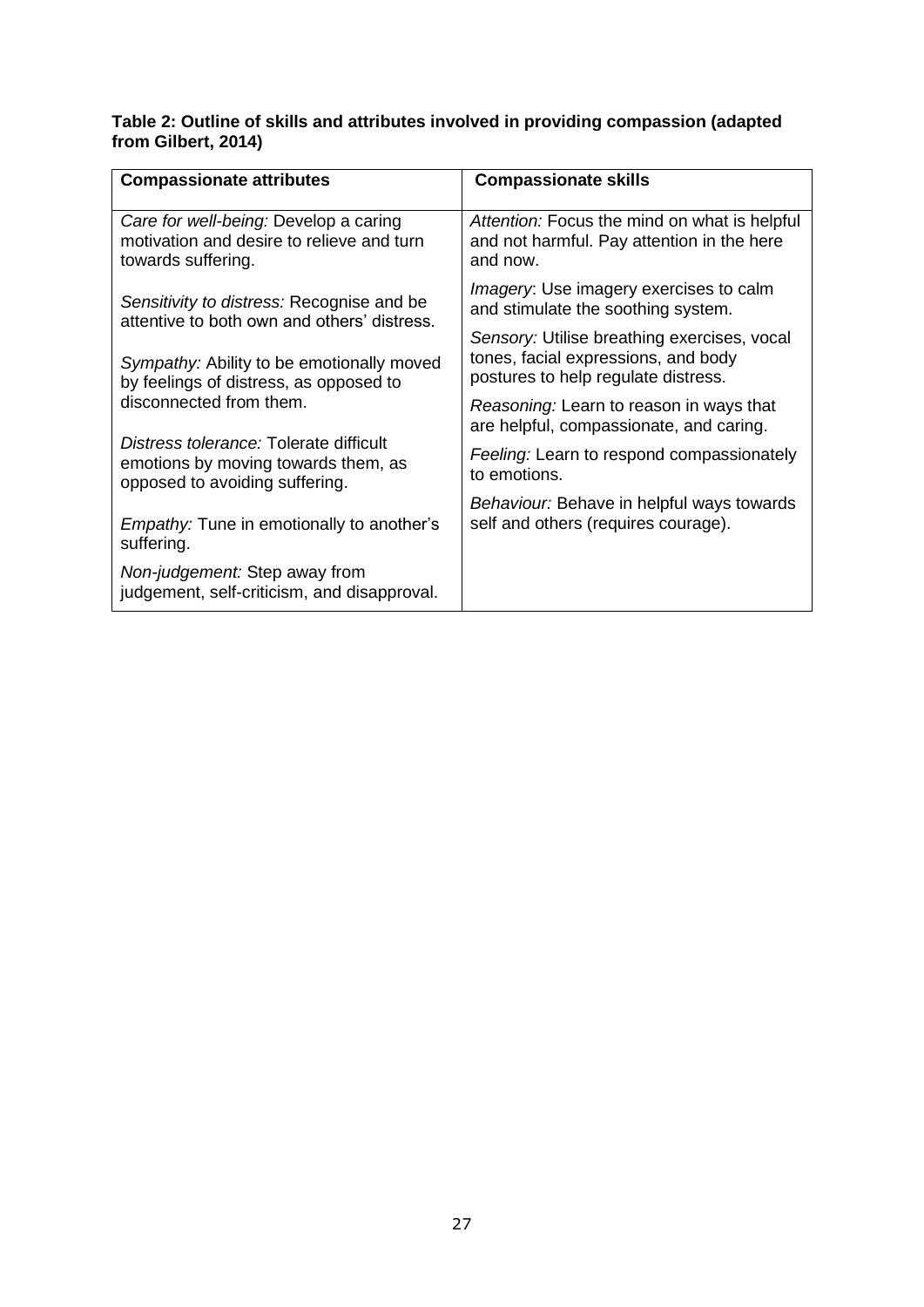**Table 2: Outline of skills and attributes involved in providing compassion (adapted from Gilbert, 2014)**

| **Compassionate attributes** | **Compassionate skills** |
|---|---|
| *Care for well-being:* Develop a caring motivation and desire to relieve and turn towards suffering. | *Attention:* Focus the mind on what is helpful and not harmful. Pay attention in the here and now. |
| *Sensitivity to distress:* Recognise and be attentive to both own and others' distress. | *Imagery*: Use imagery exercises to calm and stimulate the soothing system. |
| *Sympathy:* Ability to be emotionally moved by feelings of distress, as opposed to disconnected from them. | *Sensory:* Utilise breathing exercises, vocal tones, facial expressions, and body postures to help regulate distress. |
| *Distress tolerance:* Tolerate difficult emotions by moving towards them, as opposed to avoiding suffering. | *Reasoning:* Learn to reason in ways that are helpful, compassionate, and caring. |
| *Empathy:* Tune in emotionally to another's suffering. | *Feeling:* Learn to respond compassionately to emotions. |
| *Non-judgement:* Step away from judgement, self-criticism, and disapproval. | *Behaviour:* Behave in helpful ways towards self and others (requires courage). |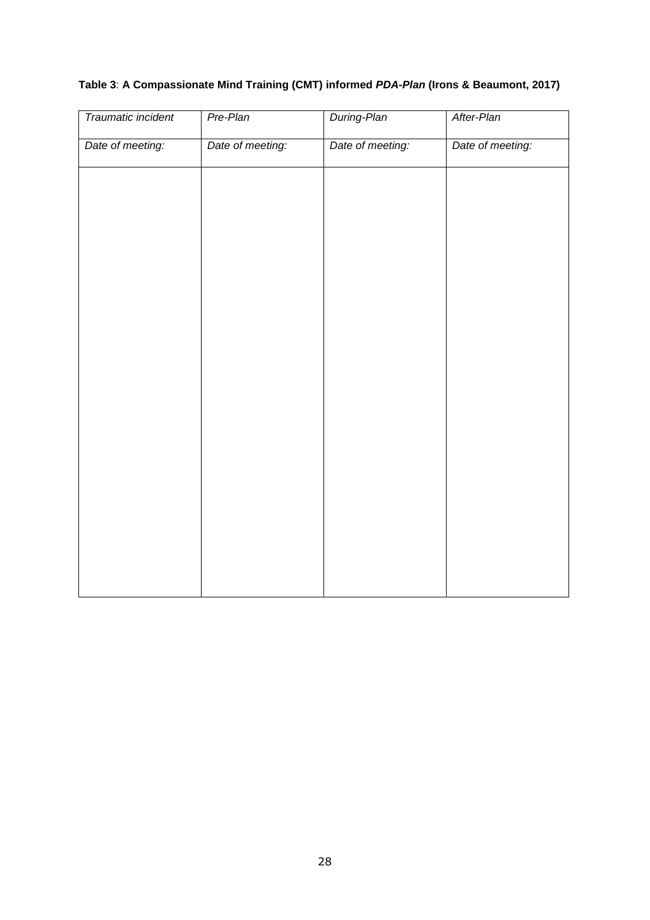**Table 3**: **A Compassionate Mind Training (CMT) informed *PDA-Plan* (Irons & Beaumont, 2017)**

| *Traumatic incident* | *Pre-Plan* | *During-Plan* | *After-Plan* |
|---|---|---|---|
| *Date of meeting:* | *Date of meeting:* | *Date of meeting:* | *Date of meeting:* |
| | | | |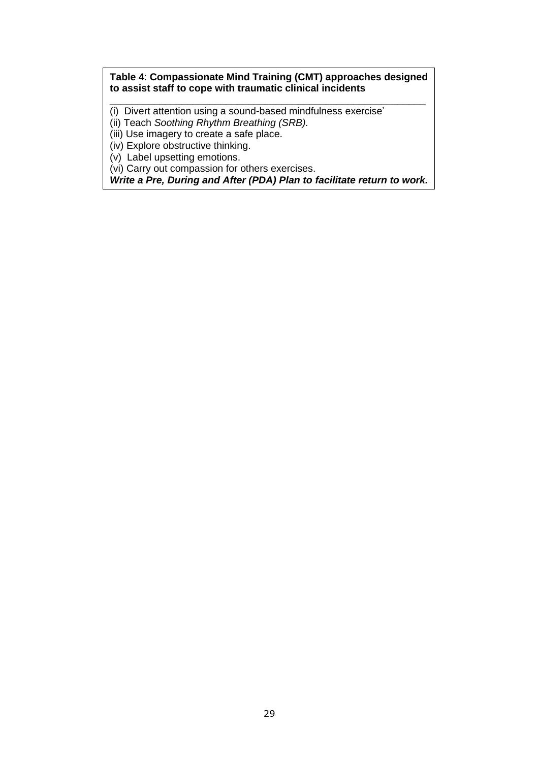**Table 4**: **Compassionate Mind Training (CMT) approaches designed to assist staff to cope with traumatic clinical incidents**

(i) Divert attention using a sound-based mindfulness exercise'
(ii) Teach *Soothing Rhythm Breathing (SRB).*
(iii) Use imagery to create a safe place.
(iv) Explore obstructive thinking.
(v) Label upsetting emotions.
(vi) Carry out compassion for others exercises.
***Write a Pre, During and After (PDA) Plan to facilitate return to work.***